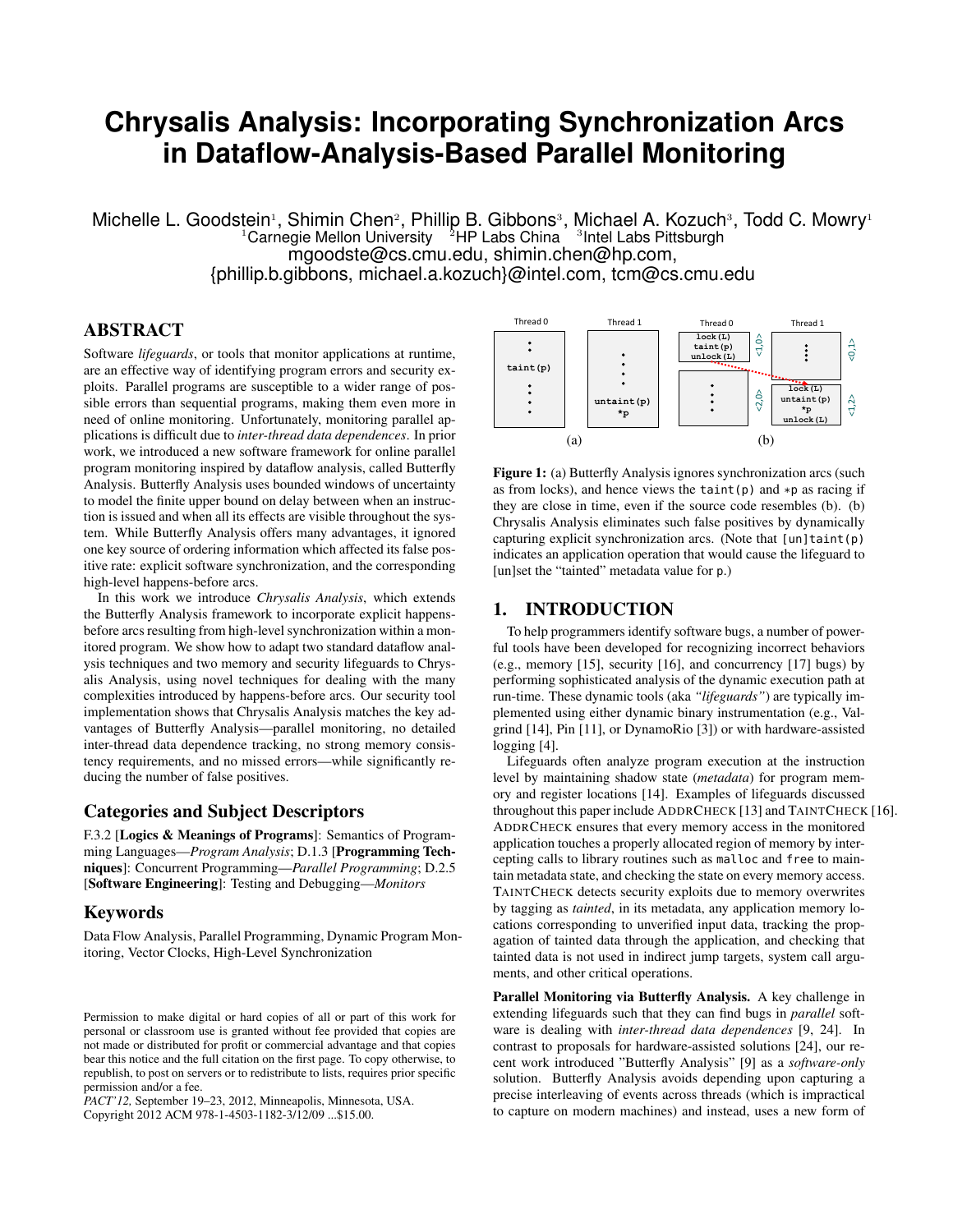# Chrysalis Analysis: Incorporating Synchronization Arcs in Dataflow-Analysis-Based Parallel Monitoring

Michelle L. Goodstein[1], Shimin Chen[2], Phillip B. Gibbons[3], Michael A. Kozuch[3], Todd C. Mowry[1]

[1]Carnegie Mellon University [2]HP Labs China [3]Intel Labs Pittsburgh

mgoodste@cs.cmu.edu, shimin.chen@hp.com,
{phillip.b.gibbons, michael.a.kozuch}@intel.com, tcm@cs.cmu.edu

## ABSTRACT

Software *lifeguards*, or tools that monitor applications at runtime, are an effective way of identifying program errors and security exploits. Parallel programs are susceptible to a wider range of possible errors than sequential programs, making them even more in need of online monitoring. Unfortunately, monitoring parallel applications is difficult due to *inter-thread data dependences*. In prior work, we introduced a new software framework for online parallel program monitoring inspired by dataflow analysis, called Butterfly Analysis. Butterfly Analysis uses bounded windows of uncertainty to model the finite upper bound on delay between when an instruction is issued and when all its effects are visible throughout the system. While Butterfly Analysis offers many advantages, it ignored one key source of ordering information which affected its false positive rate: explicit software synchronization, and the corresponding high-level happens-before arcs.

In this work we introduce *Chrysalis Analysis*, which extends the Butterfly Analysis framework to incorporate explicit happens-before arcs resulting from high-level synchronization within a monitored program. We show how to adapt two standard dataflow analysis techniques and two memory and security lifeguards to Chrysalis Analysis, using novel techniques for dealing with the many complexities introduced by happens-before arcs. Our security tool implementation shows that Chrysalis Analysis matches the key advantages of Butterfly Analysis—parallel monitoring, no detailed inter-thread data dependence tracking, no strong memory consistency requirements, and no missed errors—while significantly reducing the number of false positives.

### Categories and Subject Descriptors

F.3.2 [**Logics & Meanings of Programs**]: Semantics of Programming Languages—*Program Analysis*; D.1.3 [**Programming Techniques**]: Concurrent Programming—*Parallel Programming*; D.2.5 [**Software Engineering**]: Testing and Debugging—*Monitors*

### Keywords

Data Flow Analysis, Parallel Programming, Dynamic Program Monitoring, Vector Clocks, High-Level Synchronization

Permission to make digital or hard copies of all or part of this work for personal or classroom use is granted without fee provided that copies are not made or distributed for profit or commercial advantage and that copies bear this notice and the full citation on the first page. To copy otherwise, to republish, to post on servers or to redistribute to lists, requires prior specific permission and/or a fee.
*PACT'12,* September 19–23, 2012, Minneapolis, Minnesota, USA.
Copyright 2012 ACM 978-1-4503-1182-3/12/09 ...$15.00.

**Figure 1:** (a) Butterfly Analysis ignores synchronization arcs (such as from locks), and hence views the `taint(p)` and `*p` as racing if they are close in time, even if the source code resembles (b). (b) Chrysalis Analysis eliminates such false positives by dynamically capturing explicit synchronization arcs. (Note that `[un]taint(p)` indicates an application operation that would cause the lifeguard to [un]set the "tainted" metadata value for `p`.)

## 1. INTRODUCTION

To help programmers identify software bugs, a number of powerful tools have been developed for recognizing incorrect behaviors (e.g., memory [15], security [16], and concurrency [17] bugs) by performing sophisticated analysis of the dynamic execution path at run-time. These dynamic tools (aka *"lifeguards"*) are typically implemented using either dynamic binary instrumentation (e.g., Valgrind [14], Pin [11], or DynamoRio [3]) or with hardware-assisted logging [4].

Lifeguards often analyze program execution at the instruction level by maintaining shadow state (*metadata*) for program memory and register locations [14]. Examples of lifeguards discussed throughout this paper include ADDRCHECK [13] and TAINTCHECK [16]. ADDRCHECK ensures that every memory access in the monitored application touches a properly allocated region of memory by intercepting calls to library routines such as `malloc` and `free` to maintain metadata state, and checking the state on every memory access. TAINTCHECK detects security exploits due to memory overwrites by tagging as *tainted*, in its metadata, any application memory locations corresponding to unverified input data, tracking the propagation of tainted data through the application, and checking that tainted data is not used in indirect jump targets, system call arguments, and other critical operations.

**Parallel Monitoring via Butterfly Analysis.** A key challenge in extending lifeguards such that they can find bugs in *parallel* software is dealing with *inter-thread data dependences* [9, 24]. In contrast to proposals for hardware-assisted solutions [24], our recent work introduced "Butterfly Analysis" [9] as a *software-only* solution. Butterfly Analysis avoids depending upon capturing a precise interleaving of events across threads (which is impractical to capture on modern machines) and instead, uses a new form of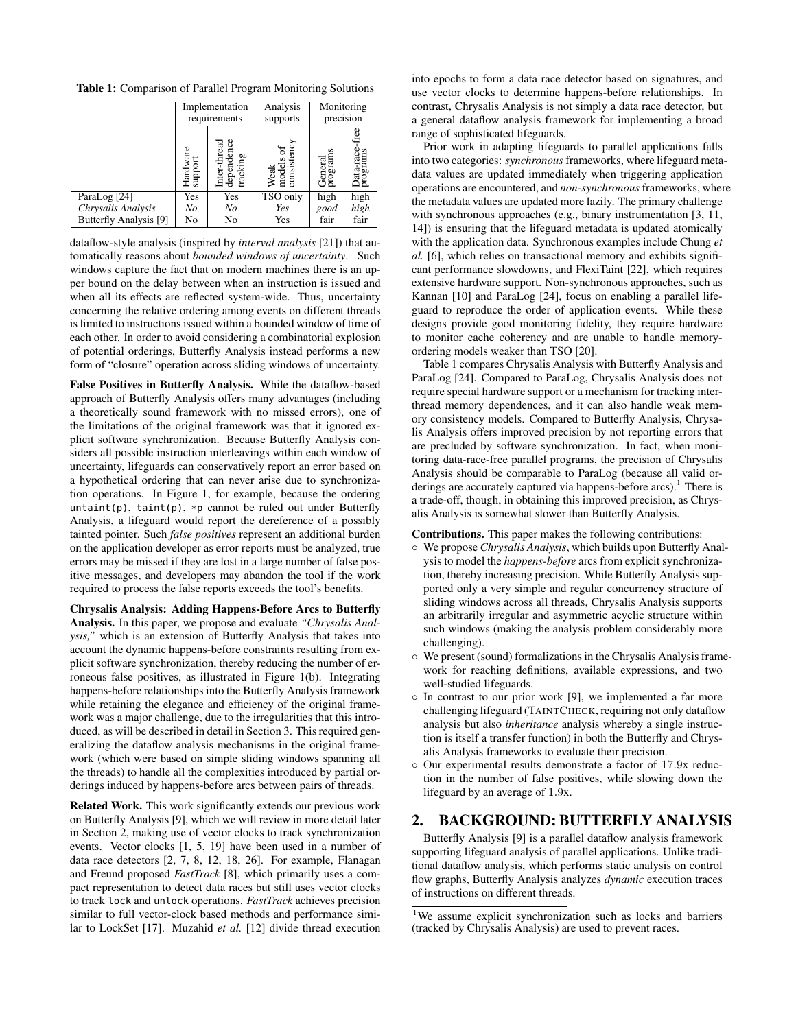**Table 1:** Comparison of Parallel Program Monitoring Solutions

| | Implementation requirements | | Analysis supports | Monitoring precision | |
|---|---|---|---|---|---|
| | Hardware support | Inter-thread dependence tracking | Weak models of consistency | General programs | Data-race-free programs |
| ParaLog [24] | Yes | Yes | TSO only | high | high |
| *Chrysalis Analysis* | *No* | *No* | *Yes* | *good* | *high* |
| Butterfly Analysis [9] | No | No | Yes | fair | fair |

dataflow-style analysis (inspired by *interval analysis* [21]) that automatically reasons about *bounded windows of uncertainty*. Such windows capture the fact that on modern machines there is an upper bound on the delay between when an instruction is issued and when all its effects are reflected system-wide. Thus, uncertainty concerning the relative ordering among events on different threads is limited to instructions issued within a bounded window of time of each other. In order to avoid considering a combinatorial explosion of potential orderings, Butterfly Analysis instead performs a new form of "closure" operation across sliding windows of uncertainty.

**False Positives in Butterfly Analysis.** While the dataflow-based approach of Butterfly Analysis offers many advantages (including a theoretically sound framework with no missed errors), one of the limitations of the original framework was that it ignored explicit software synchronization. Because Butterfly Analysis considers all possible instruction interleavings within each window of uncertainty, lifeguards can conservatively report an error based on a hypothetical ordering that can never arise due to synchronization operations. In Figure 1, for example, because the ordering `untaint(p)`, `taint(p)`, `*p` cannot be ruled out under Butterfly Analysis, a lifeguard would report the dereference of a possibly tainted pointer. Such *false positives* represent an additional burden on the application developer as error reports must be analyzed, true errors may be missed if they are lost in a large number of false positive messages, and developers may abandon the tool if the work required to process the false reports exceeds the tool's benefits.

**Chrysalis Analysis: Adding Happens-Before Arcs to Butterfly Analysis.** In this paper, we propose and evaluate *"Chrysalis Analysis,"* which is an extension of Butterfly Analysis that takes into account the dynamic happens-before constraints resulting from explicit software synchronization, thereby reducing the number of erroneous false positives, as illustrated in Figure 1(b). Integrating happens-before relationships into the Butterfly Analysis framework while retaining the elegance and efficiency of the original framework was a major challenge, due to the irregularities that this introduced, as will be described in detail in Section 3. This required generalizing the dataflow analysis mechanisms in the original framework (which were based on simple sliding windows spanning all the threads) to handle all the complexities introduced by partial orderings induced by happens-before arcs between pairs of threads.

**Related Work.** This work significantly extends our previous work on Butterfly Analysis [9], which we will review in more detail later in Section 2, making use of vector clocks to track synchronization events. Vector clocks [1, 5, 19] have been used in a number of data race detectors [2, 7, 8, 12, 18, 26]. For example, Flanagan and Freund proposed *FastTrack* [8], which primarily uses a compact representation to detect data races but still uses vector clocks to track `lock` and `unlock` operations. *FastTrack* achieves precision similar to full vector-clock based methods and performance similar to LockSet [17]. Muzahid *et al.* [12] divide thread execution into epochs to form a data race detector based on signatures, and use vector clocks to determine happens-before relationships. In contrast, Chrysalis Analysis is not simply a data race detector, but a general dataflow analysis framework for implementing a broad range of sophisticated lifeguards.

Prior work in adapting lifeguards to parallel applications falls into two categories: *synchronous* frameworks, where lifeguard metadata values are updated immediately when triggering application operations are encountered, and *non-synchronous* frameworks, where the metadata values are updated more lazily. The primary challenge with synchronous approaches (e.g., binary instrumentation [3, 11, 14]) is ensuring that the lifeguard metadata is updated atomically with the application data. Synchronous examples include Chung *et al.* [6], which relies on transactional memory and exhibits significant performance slowdowns, and FlexiTaint [22], which requires extensive hardware support. Non-synchronous approaches, such as Kannan [10] and ParaLog [24], focus on enabling a parallel lifeguard to reproduce the order of application events. While these designs provide good monitoring fidelity, they require hardware to monitor cache coherency and are unable to handle memory-ordering models weaker than TSO [20].

Table 1 compares Chrysalis Analysis with Butterfly Analysis and ParaLog [24]. Compared to ParaLog, Chrysalis Analysis does not require special hardware support or a mechanism for tracking inter-thread memory dependences, and it can also handle weak memory consistency models. Compared to Butterfly Analysis, Chrysalis Analysis offers improved precision by not reporting errors that are precluded by software synchronization. In fact, when monitoring data-race-free parallel programs, the precision of Chrysalis Analysis should be comparable to ParaLog (because all valid orderings are accurately captured via happens-before arcs).[1] There is a trade-off, though, in obtaining this improved precision, as Chrysalis Analysis is somewhat slower than Butterfly Analysis.

**Contributions.** This paper makes the following contributions:

- We propose *Chrysalis Analysis*, which builds upon Butterfly Analysis to model the *happens-before* arcs from explicit synchronization, thereby increasing precision. While Butterfly Analysis supported only a very simple and regular concurrency structure of sliding windows across all threads, Chrysalis Analysis supports an arbitrarily irregular and asymmetric acyclic structure within such windows (making the analysis problem considerably more challenging).
- We present (sound) formalizations in the Chrysalis Analysis framework for reaching definitions, available expressions, and two well-studied lifeguards.
- In contrast to our prior work [9], we implemented a far more challenging lifeguard (TAINTCHECK, requiring not only dataflow analysis but also *inheritance* analysis whereby a single instruction is itself a transfer function) in both the Butterfly and Chrysalis Analysis frameworks to evaluate their precision.
- Our experimental results demonstrate a factor of 17.9x reduction in the number of false positives, while slowing down the lifeguard by an average of 1.9x.

## 2. BACKGROUND: BUTTERFLY ANALYSIS

Butterfly Analysis [9] is a parallel dataflow analysis framework supporting lifeguard analysis of parallel applications. Unlike traditional dataflow analysis, which performs static analysis on control flow graphs, Butterfly Analysis analyzes *dynamic* execution traces of instructions on different threads.

[1] We assume explicit synchronization such as locks and barriers (tracked by Chrysalis Analysis) are used to prevent races.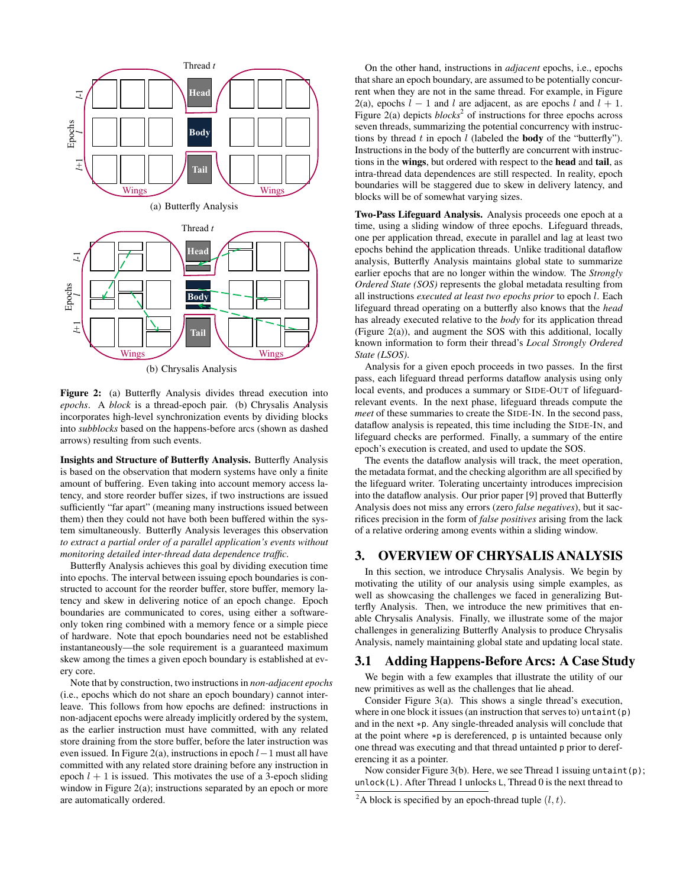Figure 2: (a) Butterfly Analysis divides thread execution into *epochs*. A *block* is a thread-epoch pair. (b) Chrysalis Analysis incorporates high-level synchronization events by dividing blocks into *subblocks* based on the happens-before arcs (shown as dashed arrows) resulting from such events.

**Insights and Structure of Butterfly Analysis.** Butterfly Analysis is based on the observation that modern systems have only a finite amount of buffering. Even taking into account memory access latency, and store reorder buffer sizes, if two instructions are issued sufficiently "far apart" (meaning many instructions issued between them) then they could not have both been buffered within the system simultaneously. Butterfly Analysis leverages this observation *to extract a partial order of a parallel application's events without monitoring detailed inter-thread data dependence traffic*.

Butterfly Analysis achieves this goal by dividing execution time into epochs. The interval between issuing epoch boundaries is constructed to account for the reorder buffer, store buffer, memory latency and skew in delivering notice of an epoch change. Epoch boundaries are communicated to cores, using either a software-only token ring combined with a memory fence or a simple piece of hardware. Note that epoch boundaries need not be established instantaneously—the sole requirement is a guaranteed maximum skew among the times a given epoch boundary is established at every core.

Note that by construction, two instructions in *non-adjacent epochs* (i.e., epochs which do not share an epoch boundary) cannot interleave. This follows from how epochs are defined: instructions in non-adjacent epochs were already implicitly ordered by the system, as the earlier instruction must have committed, with any related store draining from the store buffer, before the later instruction was even issued. In Figure 2(a), instructions in epoch $l-1$ must all have committed with any related store draining before any instruction in epoch $l+1$ is issued. This motivates the use of a 3-epoch sliding window in Figure 2(a); instructions separated by an epoch or more are automatically ordered.

On the other hand, instructions in *adjacent* epochs, i.e., epochs that share an epoch boundary, are assumed to be potentially concurrent when they are not in the same thread. For example, in Figure 2(a), epochs $l-1$ and $l$ are adjacent, as are epochs $l$ and $l+1$. Figure 2(a) depicts *blocks*[2] of instructions for three epochs across seven threads, summarizing the potential concurrency with instructions by thread $t$ in epoch $l$ (labeled the **body** of the "butterfly"). Instructions in the body of the butterfly are concurrent with instructions in the **wings**, but ordered with respect to the **head** and **tail**, as intra-thread data dependences are still respected. In reality, epoch boundaries will be staggered due to skew in delivery latency, and blocks will be of somewhat varying sizes.

**Two-Pass Lifeguard Analysis.** Analysis proceeds one epoch at a time, using a sliding window of three epochs. Lifeguard threads, one per application thread, execute in parallel and lag at least two epochs behind the application threads. Unlike traditional dataflow analysis, Butterfly Analysis maintains global state to summarize earlier epochs that are no longer within the window. The *Strongly Ordered State (SOS)* represents the global metadata resulting from all instructions *executed at least two epochs prior* to epoch $l$. Each lifeguard thread operating on a butterfly also knows that the *head* has already executed relative to the *body* for its application thread (Figure 2(a)), and augment the SOS with this additional, locally known information to form their thread's *Local Strongly Ordered State (LSOS)*.

Analysis for a given epoch proceeds in two passes. In the first pass, each lifeguard thread performs dataflow analysis using only local events, and produces a summary or SIDE-OUT of lifeguard-relevant events. In the next phase, lifeguard threads compute the *meet* of these summaries to create the SIDE-IN. In the second pass, dataflow analysis is repeated, this time including the SIDE-IN, and lifeguard checks are performed. Finally, a summary of the entire epoch's execution is created, and used to update the SOS.

The events the dataflow analysis will track, the meet operation, the metadata format, and the checking algorithm are all specified by the lifeguard writer. Tolerating uncertainty introduces imprecision into the dataflow analysis. Our prior paper [9] proved that Butterfly Analysis does not miss any errors (zero *false negatives*), but it sacrifices precision in the form of *false positives* arising from the lack of a relative ordering among events within a sliding window.

## 3. OVERVIEW OF CHRYSALIS ANALYSIS

In this section, we introduce Chrysalis Analysis. We begin by motivating the utility of our analysis using simple examples, as well as showcasing the challenges we faced in generalizing Butterfly Analysis. Then, we introduce the new primitives that enable Chrysalis Analysis. Finally, we illustrate some of the major challenges in generalizing Butterfly Analysis to produce Chrysalis Analysis, namely maintaining global state and updating local state.

### 3.1 Adding Happens-Before Arcs: A Case Study

We begin with a few examples that illustrate the utility of our new primitives as well as the challenges that lie ahead.

Consider Figure 3(a). This shows a single thread's execution, where in one block it issues (an instruction that serves to) `untaint(p)` and in the next `*p`. Any single-threaded analysis will conclude that at the point where `*p` is dereferenced, `p` is untainted because only one thread was executing and that thread untainted `p` prior to dereferencing it as a pointer.

Now consider Figure 3(b). Here, we see Thread 1 issuing `untaint(p)`; `unlock(L)`. After Thread 1 unlocks `L`, Thread 0 is the next thread to

[2] A block is specified by an epoch-thread tuple $(l, t)$.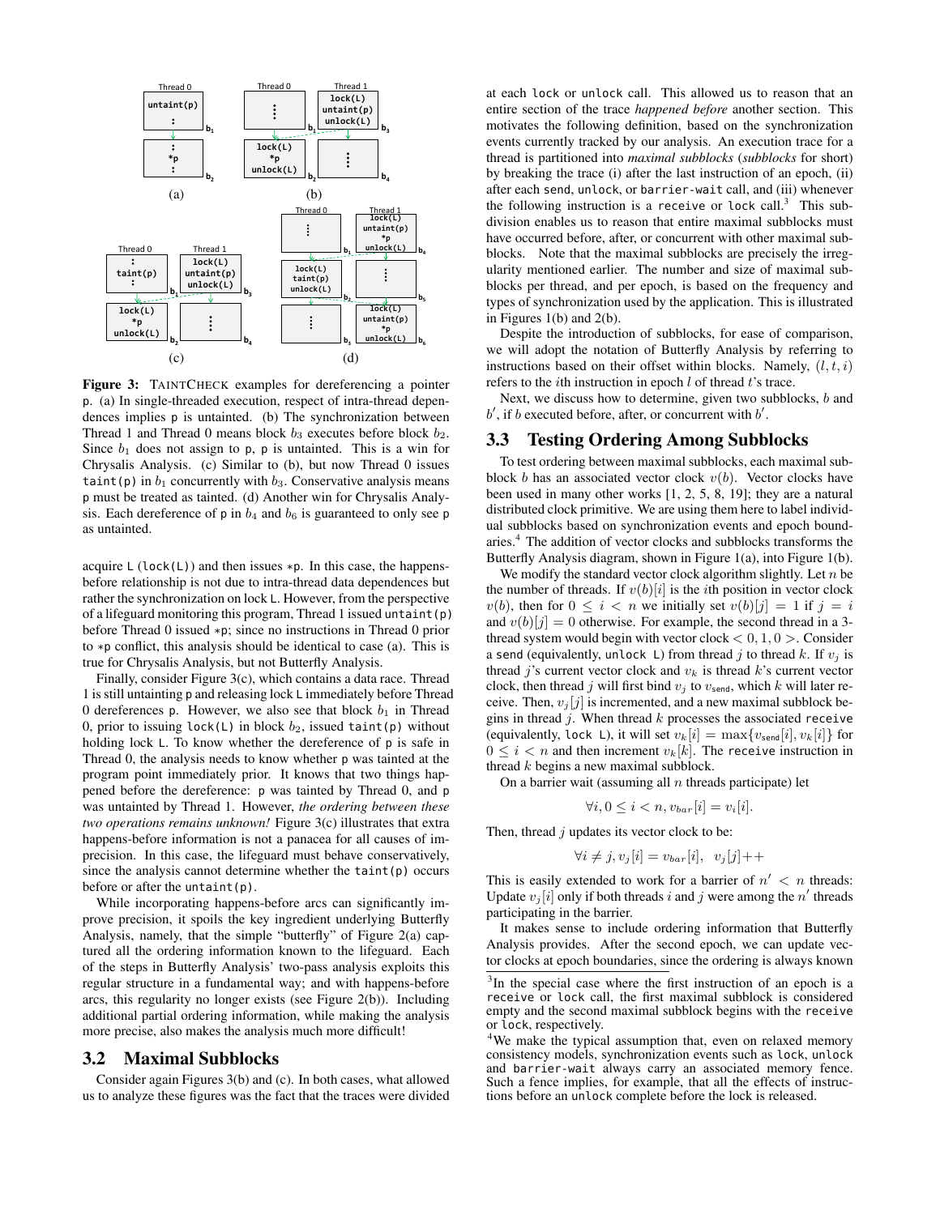Figure 3: TAINTCHECK examples for dereferencing a pointer p. (a) In single-threaded execution, respect of intra-thread dependences implies p is untainted. (b) The synchronization between Thread 1 and Thread 0 means block $b_3$ executes before block $b_2$. Since $b_1$ does not assign to p, p is untainted. This is a win for Chrysalis Analysis. (c) Similar to (b), but now Thread 0 issues taint(p) in $b_1$ concurrently with $b_3$. Conservative analysis means p must be treated as tainted. (d) Another win for Chrysalis Analysis. Each dereference of p in $b_4$ and $b_6$ is guaranteed to only see p as untainted.

acquire L (lock(L)) and then issues *p. In this case, the happens-before relationship is not due to intra-thread data dependences but rather the synchronization on lock L. However, from the perspective of a lifeguard monitoring this program, Thread 1 issued untaint(p) before Thread 0 issued *p; since no instructions in Thread 0 prior to *p conflict, this analysis should be identical to case (a). This is true for Chrysalis Analysis, but not Butterfly Analysis.

Finally, consider Figure 3(c), which contains a data race. Thread 1 is still untainting p and releasing lock L immediately before Thread 0 dereferences p. However, we also see that block $b_1$ in Thread 0, prior to issuing lock(L) in block $b_2$, issued taint(p) without holding lock L. To know whether the dereference of p is safe in Thread 0, the analysis needs to know whether p was tainted at the program point immediately prior. It knows that two things happened before the dereference: p was tainted by Thread 0, and p was untainted by Thread 1. However, *the ordering between these two operations remains unknown!* Figure 3(c) illustrates that extra happens-before information is not a panacea for all causes of imprecision. In this case, the lifeguard must behave conservatively, since the analysis cannot determine whether the taint(p) occurs before or after the untaint(p).

While incorporating happens-before arcs can significantly improve precision, it spoils the key ingredient underlying Butterfly Analysis, namely, that the simple "butterfly" of Figure 2(a) captured all the ordering information known to the lifeguard. Each of the steps in Butterfly Analysis' two-pass analysis exploits this regular structure in a fundamental way; and with happens-before arcs, this regularity no longer exists (see Figure 2(b)). Including additional partial ordering information, while making the analysis more precise, also makes the analysis much more difficult!

## 3.2 Maximal Subblocks

Consider again Figures 3(b) and (c). In both cases, what allowed us to analyze these figures was the fact that the traces were divided at each lock or unlock call. This allowed us to reason that an entire section of the trace *happened before* another section. This motivates the following definition, based on the synchronization events currently tracked by our analysis. An execution trace for a thread is partitioned into *maximal subblocks* (*subblocks* for short) by breaking the trace (i) after the last instruction of an epoch, (ii) after each send, unlock, or barrier-wait call, and (iii) whenever the following instruction is a receive or lock call.[3] This subdivision enables us to reason that entire maximal subblocks must have occurred before, after, or concurrent with other maximal subblocks. Note that the maximal subblocks are precisely the irregularity mentioned earlier. The number and size of maximal subblocks per thread, and per epoch, is based on the frequency and types of synchronization used by the application. This is illustrated in Figures 1(b) and 2(b).

Despite the introduction of subblocks, for ease of comparison, we will adopt the notation of Butterfly Analysis by referring to instructions based on their offset within blocks. Namely, $(l, t, i)$ refers to the $i$th instruction in epoch $l$ of thread $t$'s trace.

Next, we discuss how to determine, given two subblocks, $b$ and $b'$, if $b$ executed before, after, or concurrent with $b'$.

## 3.3 Testing Ordering Among Subblocks

To test ordering between maximal subblocks, each maximal subblock $b$ has an associated vector clock $v(b)$. Vector clocks have been used in many other works [1, 2, 5, 8, 19]; they are a natural distributed clock primitive. We are using them here to label individual subblocks based on synchronization events and epoch boundaries.[4] The addition of vector clocks and subblocks transforms the Butterfly Analysis diagram, shown in Figure 1(a), into Figure 1(b).

We modify the standard vector clock algorithm slightly. Let $n$ be the number of threads. If $v(b)[i]$ is the $i$th position in vector clock $v(b)$, then for $0 \leq i < n$ we initially set $v(b)[j] = 1$ if $j = i$ and $v(b)[j] = 0$ otherwise. For example, the second thread in a 3-thread system would begin with vector clock $< 0, 1, 0 >$. Consider a send (equivalently, unlock L) from thread $j$ to thread $k$. If $v_j$ is thread $j$'s current vector clock and $v_k$ is thread $k$'s current vector clock, then thread $j$ will first bind $v_j$ to $v_{\text{send}}$, which $k$ will later receive. Then, $v_j[j]$ is incremented, and a new maximal subblock begins in thread $j$. When thread $k$ processes the associated receive (equivalently, lock L), it will set $v_k[i] = \max\{v_{\text{send}}[i], v_k[i]\}$ for $0 \leq i < n$ and then increment $v_k[k]$. The receive instruction in thread $k$ begins a new maximal subblock.

On a barrier wait (assuming all $n$ threads participate) let

$$\forall i, 0 \leq i < n, v_{bar}[i] = v_i[i].$$

Then, thread $j$ updates its vector clock to be:

$$\forall i \neq j, v_j[i] = v_{bar}[i], \quad v_j[j]{+}{+}$$

This is easily extended to work for a barrier of $n' < n$ threads: Update $v_j[i]$ only if both threads $i$ and $j$ were among the $n'$ threads participating in the barrier.

It makes sense to include ordering information that Butterfly Analysis provides. After the second epoch, we can update vector clocks at epoch boundaries, since the ordering is always known

[3] In the special case where the first instruction of an epoch is a receive or lock call, the first maximal subblock is considered empty and the second maximal subblock begins with the receive or lock, respectively.

[4] We make the typical assumption that, even on relaxed memory consistency models, synchronization events such as lock, unlock and barrier-wait always carry an associated memory fence. Such a fence implies, for example, that all the effects of instructions before an unlock complete before the lock is released.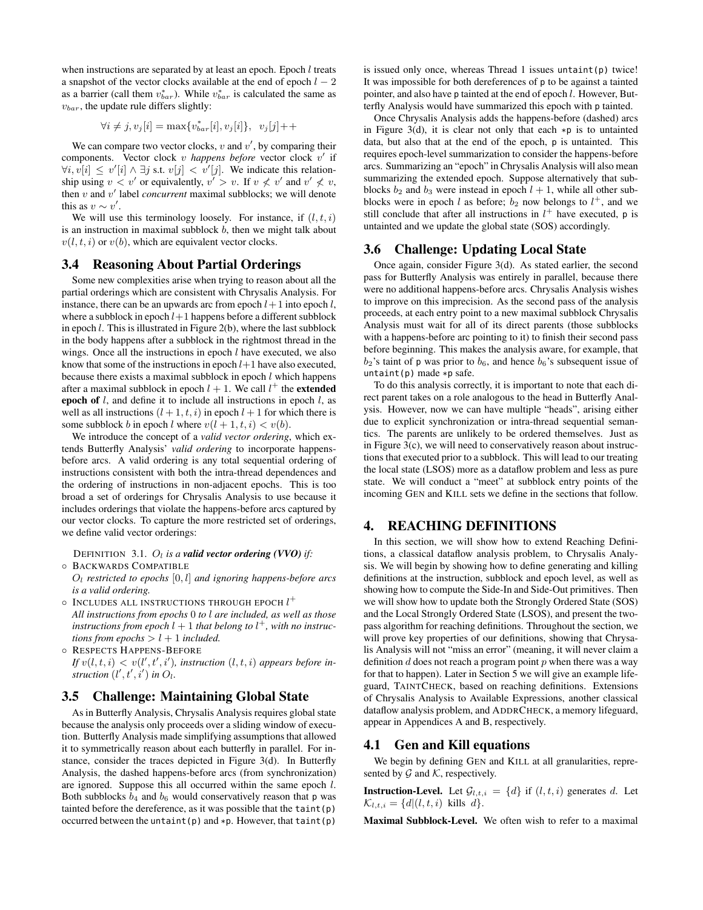when instructions are separated by at least an epoch. Epoch $l$ treats a snapshot of the vector clocks available at the end of epoch $l-2$ as a barrier (call them $v^*_{bar}$). While $v^*_{bar}$ is calculated the same as $v_{bar}$, the update rule differs slightly:

$$\forall i \neq j, v_j[i] = \max\{v^*_{bar}[i], v_j[i]\}, \quad v_j[j]{+}{+}$$

We can compare two vector clocks, $v$ and $v'$, by comparing their components. Vector clock $v$ *happens before* vector clock $v'$ if $\forall i, v[i] \leq v'[i] \wedge \exists j$ s.t. $v[j] < v'[j]$. We indicate this relationship using $v < v'$ or equivalently, $v' > v$. If $v \not< v'$ and $v' \not< v$, then $v$ and $v'$ label *concurrent* maximal subblocks; we will denote this as $v \sim v'$.

We will use this terminology loosely. For instance, if $(l, t, i)$ is an instruction in maximal subblock $b$, then we might talk about $v(l, t, i)$ or $v(b)$, which are equivalent vector clocks.

### 3.4 Reasoning About Partial Orderings

Some new complexities arise when trying to reason about all the partial orderings which are consistent with Chrysalis Analysis. For instance, there can be an upwards arc from epoch $l+1$ into epoch $l$, where a subblock in epoch $l+1$ happens before a different subblock in epoch $l$. This is illustrated in Figure 2(b), where the last subblock in the body happens after a subblock in the rightmost thread in the wings. Once all the instructions in epoch $l$ have executed, we also know that some of the instructions in epoch $l+1$ have also executed, because there exists a maximal subblock in epoch $l$ which happens after a maximal subblock in epoch $l+1$. We call $l^+$ the **extended epoch of** $l$, and define it to include all instructions in epoch $l$, as well as all instructions $(l+1, t, i)$ in epoch $l+1$ for which there is some subblock $b$ in epoch $l$ where $v(l+1, t, i) < v(b)$.

We introduce the concept of a *valid vector ordering*, which extends Butterfly Analysis' *valid ordering* to incorporate happens-before arcs. A valid ordering is any total sequential ordering of instructions consistent with both the intra-thread dependences and the ordering of instructions in non-adjacent epochs. This is too broad a set of orderings for Chrysalis Analysis to use because it includes orderings that violate the happens-before arcs captured by our vector clocks. To capture the more restricted set of orderings, we define valid vector orderings:

DEFINITION 3.1. *$O_l$ is a **valid vector ordering (VVO)** if:*

- BACKWARDS COMPATIBLE
  *$O_l$ restricted to epochs $[0, l]$ and ignoring happens-before arcs is a valid ordering.*
- INCLUDES ALL INSTRUCTIONS THROUGH EPOCH $l^+$
  *All instructions from epochs 0 to $l$ are included, as well as those instructions from epoch $l+1$ that belong to $l^+$, with no instructions from epochs $> l+1$ included.*
- RESPECTS HAPPENS-BEFORE
  *If $v(l, t, i) < v(l', t', i')$, instruction $(l, t, i)$ appears before instruction $(l', t', i')$ in $O_l$.*

### 3.5 Challenge: Maintaining Global State

As in Butterfly Analysis, Chrysalis Analysis requires global state because the analysis only proceeds over a sliding window of execution. Butterfly Analysis made simplifying assumptions that allowed it to symmetrically reason about each butterfly in parallel. For instance, consider the traces depicted in Figure 3(d). In Butterfly Analysis, the dashed happens-before arcs (from synchronization) are ignored. Suppose this all occurred within the same epoch $l$. Both subblocks $b_4$ and $b_6$ would conservatively reason that p was tainted before the dereference, as it was possible that the taint(p) occurred between the untaint(p) and \*p. However, that taint(p) is issued only once, whereas Thread 1 issues untaint(p) twice! It was impossible for both dereferences of p to be against a tainted pointer, and also have p tainted at the end of epoch $l$. However, Butterfly Analysis would have summarized this epoch with p tainted.

Once Chrysalis Analysis adds the happens-before (dashed) arcs in Figure 3(d), it is clear not only that each \*p is to untainted data, but also that at the end of the epoch, p is untainted. This requires epoch-level summarization to consider the happens-before arcs. Summarizing an "epoch" in Chrysalis Analysis will also mean summarizing the extended epoch. Suppose alternatively that subblocks $b_2$ and $b_3$ were instead in epoch $l+1$, while all other subblocks were in epoch $l$ as before; $b_2$ now belongs to $l^+$, and we still conclude that after all instructions in $l^+$ have executed, p is untainted and we update the global state (SOS) accordingly.

### 3.6 Challenge: Updating Local State

Once again, consider Figure 3(d). As stated earlier, the second pass for Butterfly Analysis was entirely in parallel, because there were no additional happens-before arcs. Chrysalis Analysis wishes to improve on this imprecision. As the second pass of the analysis proceeds, at each entry point to a new maximal subblock Chrysalis Analysis must wait for all of its direct parents (those subblocks with a happens-before arc pointing to it) to finish their second pass before beginning. This makes the analysis aware, for example, that $b_2$'s taint of p was prior to $b_6$, and hence $b_6$'s subsequent issue of untaint(p) made \*p safe.

To do this analysis correctly, it is important to note that each direct parent takes on a role analogous to the head in Butterfly Analysis. However, now we can have multiple "heads", arising either due to explicit synchronization or intra-thread sequential semantics. The parents are unlikely to be ordered themselves. Just as in Figure 3(c), we will need to conservatively reason about instructions that executed prior to a subblock. This will lead to our treating the local state (LSOS) more as a dataflow problem and less as pure state. We will conduct a "meet" at subblock entry points of the incoming GEN and KILL sets we define in the sections that follow.

## 4. REACHING DEFINITIONS

In this section, we will show how to extend Reaching Definitions, a classical dataflow analysis problem, to Chrysalis Analysis. We will begin by showing how to define generating and killing definitions at the instruction, subblock and epoch level, as well as showing how to compute the Side-In and Side-Out primitives. Then we will show how to update both the Strongly Ordered State (SOS) and the Local Strongly Ordered State (LSOS), and present the two-pass algorithm for reaching definitions. Throughout the section, we will prove key properties of our definitions, showing that Chrysalis Analysis will not "miss an error" (meaning, it will never claim a definition $d$ does not reach a program point $p$ when there was a way for that to happen). Later in Section 5 we will give an example lifeguard, TAINTCHECK, based on reaching definitions. Extensions of Chrysalis Analysis to Available Expressions, another classical dataflow analysis problem, and ADDRCHECK, a memory lifeguard, appear in Appendices A and B, respectively.

### 4.1 Gen and Kill equations

We begin by defining GEN and KILL at all granularities, represented by $\mathcal{G}$ and $\mathcal{K}$, respectively.

**Instruction-Level.** Let $\mathcal{G}_{l,t,i} = \{d\}$ if $(l, t, i)$ generates $d$. Let $\mathcal{K}_{l,t,i} = \{d | (l, t, i) \text{ kills } d\}$.

**Maximal Subblock-Level.** We often wish to refer to a maximal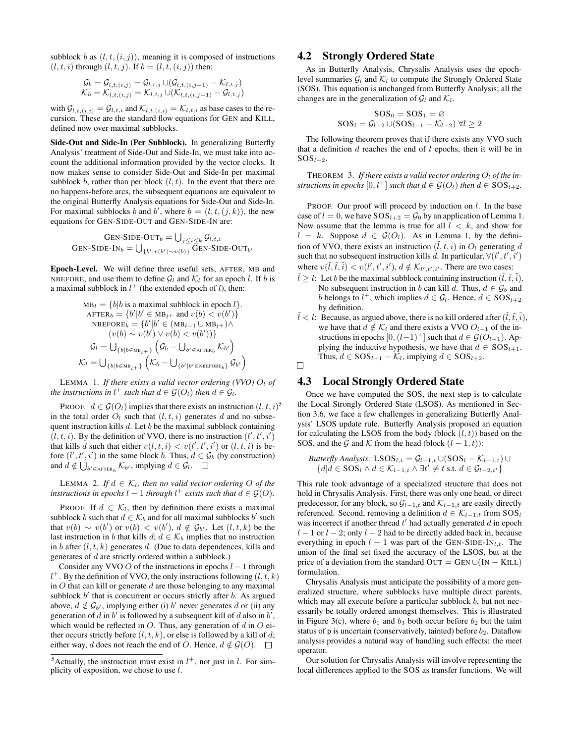subblock $b$ as $(l, t, (i, j))$, meaning it is composed of instructions $(l, t, i)$ through $(l, t, j)$. If $b = (l, t, (i, j))$ then:

$$\mathcal{G}_b = \mathcal{G}_{l,t,(i,j)} = \mathcal{G}_{l,t,j} \cup (\mathcal{G}_{l,t,(i,j-1)} - \mathcal{K}_{l,t,j})$$
$$\mathcal{K}_b = \mathcal{K}_{l,t,(i,j)} = \mathcal{K}_{l,t,j} \cup (\mathcal{K}_{l,t,(i,j-1)} - \mathcal{G}_{l,t,j})$$

with $\mathcal{G}_{l,t,(i,i)} = \mathcal{G}_{l,t,i}$ and $\mathcal{K}_{l,t,(i,i)} = \mathcal{K}_{l,t,i}$ as base cases to the recursion. These are the standard flow equations for GEN and KILL, defined now over maximal subblocks.

**Side-Out and Side-In (Per Subblock).** In generalizing Butterfly Analysis' treatment of Side-Out and Side-In, we must take into account the additional information provided by the vector clocks. It now makes sense to consider Side-Out and Side-In per maximal subblock $b$, rather than per block $(l, t)$. In the event that there are no happens-before arcs, the subsequent equations are equivalent to the original Butterfly Analysis equations for Side-Out and Side-In. For maximal subblocks $b$ and $b'$, where $b = (l, t, (j, k))$, the new equations for GEN-SIDE-OUT and GEN-SIDE-IN are:

$$\text{GEN-SIDE-OUT}_b = \bigcup_{j \leq i \leq k} \mathcal{G}_{l,t,i}$$
$$\text{GEN-SIDE-IN}_b = \bigcup_{\{b' | v(b') \sim v(b)\}} \text{GEN-SIDE-OUT}_{b'}$$

**Epoch-Level.** We will define three useful sets, AFTER, MB and NBEFORE, and use them to define $\mathcal{G}_l$ and $\mathcal{K}_l$ for an epoch $l$. If $b$ is a maximal subblock in $l^+$ (the extended epoch of $l$), then:

$$\text{MB}_l = \{b | b \text{ is a maximal subblock in epoch } l\}.$$
$$\text{AFTER}_b = \{b' | b' \in \text{MB}_{l^+} \text{ and } v(b) < v(b')\}$$
$$\text{NBEFORE}_b = \{b' | b' \in (\text{MB}_{l-1} \cup \text{MB}_{l^+}) \wedge (v(b) \sim v(b') \vee v(b) < v(b'))\}$$
$$\mathcal{G}_l = \bigcup_{\{b | b \in \text{MB}_{l^+}\}} \left( \mathcal{G}_b - \bigcup_{b' \in \text{AFTER}_b} \mathcal{K}_{b'} \right)$$
$$\mathcal{K}_l = \bigcup_{\{b | b \in \text{MB}_{l^+}\}} \left( \mathcal{K}_b - \bigcup_{\{b' | b' \in \text{NBEFORE}_b\}} \mathcal{G}_{b'} \right)$$

LEMMA 1. *If there exists a valid vector ordering (VVO) $O_l$ of the instructions in $l^+$ such that $d \in \mathcal{G}(O_l)$ then $d \in \mathcal{G}_l$.*

PROOF. $d \in \mathcal{G}(O_l)$ implies that there exists an instruction $(l, t, i)$[5] in the total order $O_l$ such that $(l, t, i)$ generates $d$ and no subsequent instruction kills $d$. Let $b$ be the maximal subblock containing $(l, t, i)$. By the definition of VVO, there is no instruction $(l', t', i')$ that kills $d$ such that either $v(l, t, i) < v(l', t', i')$ or $(l, t, i)$ is before $(l', t', i')$ in the same block $b$. Thus, $d \in \mathcal{G}_b$ (by construction) and $d \notin \bigcup_{b' \in \text{AFTER}_b} \mathcal{K}_{b'}$, implying $d \in \mathcal{G}_l$. □

LEMMA 2. *If $d \in \mathcal{K}_l$, then no valid vector ordering $O$ of the instructions in epochs $l-1$ through $l^+$ exists such that $d \in \mathcal{G}(O)$.*

PROOF. If $d \in \mathcal{K}_l$, then by definition there exists a maximal subblock $b$ such that $d \in \mathcal{K}_b$ and for all maximal subblocks $b'$ such that $v(b) \sim v(b')$ or $v(b) < v(b')$, $d \notin \mathcal{G}_{b'}$. Let $(l, t, k)$ be the last instruction in $b$ that kills $d$; $d \in \mathcal{K}_b$ implies that no instruction in $b$ after $(l, t, k)$ generates $d$. (Due to data dependences, kills and generates of $d$ are strictly ordered within a subblock.)

Consider any VVO $O$ of the instructions in epochs $l-1$ through $l^+$. By the definition of VVO, the only instructions following $(l, t, k)$ in $O$ that can kill or generate $d$ are those belonging to any maximal subblock $b'$ that is concurrent or occurs strictly after $b$. As argued above, $d \notin \mathcal{G}_{b'}$, implying either (i) $b'$ never generates $d$ or (ii) any generation of $d$ in $b'$ is followed by a subsequent kill of $d$ also in $b'$, which would be reflected in $O$. Thus, any generation of $d$ in $O$ either occurs strictly before $(l, t, k)$, or else is followed by a kill of $d$; either way, $d$ does not reach the end of $O$. Hence, $d \notin \mathcal{G}(O)$. □

[5] Actually, the instruction must exist in $l^+$, not just in $l$. For simplicity of exposition, we chose to use $l$.

## 4.2 Strongly Ordered State

As in Butterfly Analysis, Chrysalis Analysis uses the epoch-level summaries $\mathcal{G}_l$ and $\mathcal{K}_l$ to compute the Strongly Ordered State (SOS). This equation is unchanged from Butterfly Analysis; all the changes are in the generalization of $\mathcal{G}_l$ and $\mathcal{K}_l$.

$$\text{SOS}_0 = \text{SOS}_1 = \varnothing$$
$$\text{SOS}_l = \mathcal{G}_{l-2} \cup (\text{SOS}_{l-1} - \mathcal{K}_{l-2}) \;\forall l \geq 2$$

The following theorem proves that if there exists any VVO such that a definition $d$ reaches the end of $l$ epochs, then it will be in $\text{SOS}_{l+2}$.

THEOREM 3. *If there exists a valid vector ordering $O_l$ of the instructions in epochs $[0, l^+]$ such that $d \in \mathcal{G}(O_l)$ then $d \in \text{SOS}_{l+2}$.*

PROOF. Our proof will proceed by induction on $l$. In the base case of $l = 0$, we have $\text{SOS}_{l+2} = \mathcal{G}_0$ by an application of Lemma 1. Now assume that the lemma is true for all $l < k$, and consider $l = k$. Suppose $d \in \mathcal{G}(O_l)$. As in Lemma 1, by the definition of VVO, there exists an instruction $(\tilde{l}, \tilde{t}, \tilde{i})$ in $O_l$ generating $d$ such that no subsequent instruction kills $d$. In particular, $\forall (l', t', i')$ where $v(\tilde{l}, \tilde{t}, \tilde{i}) < v(l', t', i')$, $d \notin \mathcal{K}_{l',t',i'}$. There are two cases:

- $\tilde{l} \geq l$: Let $b$ be the maximal subblock containing instruction $(\tilde{l}, \tilde{t}, \tilde{i})$. No subsequent instruction in $b$ can kill $d$. Thus, $d \in \mathcal{G}_b$ and $b$ belongs to $l^+$, which implies $d \in \mathcal{G}_l$. Hence, $d \in \text{SOS}_{l+2}$ by definition.
- $\tilde{l} < l$: Because, as argued above, there is no kill ordered after $(\tilde{l}, \tilde{t}, \tilde{i})$, we have that $d \notin \mathcal{K}_l$ and there exists a VVO $O_{l-1}$ of the instructions in epochs $[0, (l-1)^+]$ such that $d \in \mathcal{G}(O_{l-1})$. Applying the inductive hypothesis, we have that $d \in \text{SOS}_{l+1}$. Thus, $d \in \text{SOS}_{l+1} - \mathcal{K}_l$, implying $d \in \text{SOS}_{l+2}$.

□

## 4.3 Local Strongly Ordered State

Once we have computed the SOS, the next step is to calculate the Local Strongly Ordered State (LSOS). As mentioned in Section 3.6, we face a few challenges in generalizing Butterfly Analysis' LSOS update rule. Butterfly Analysis proposed an equation for calculating the LSOS from the body (block $(l, t)$) based on the SOS, and the $\mathcal{G}$ and $\mathcal{K}$ from the head (block $(l-1, t)$):

*Butterfly Analysis:* $\text{LSOS}_{l,t} = \mathcal{G}_{l-1,t} \cup (\text{SOS}_l - \mathcal{K}_{l-1,t}) \cup \{d | d \in \text{SOS}_l \wedge d \in \mathcal{K}_{l-1,t} \wedge \exists t' \neq t \text{ s.t. } d \in \mathcal{G}_{l-2,t'}\}$

This rule took advantage of a specialized structure that does not hold in Chrysalis Analysis. First, there was only one head, or direct predecessor, for any block, so $\mathcal{G}_{l-1,t}$ and $\mathcal{K}_{l-1,t}$ are easily directly referenced. Second, removing a definition $d \in \mathcal{K}_{l-1,t}$ from $\text{SOS}_l$ was incorrect if another thread $t'$ had actually generated $d$ in epoch $l-1$ or $l-2$; only $l-2$ had to be directly added back in, because everything in epoch $l-1$ was part of the $\text{GEN-SIDE-IN}_{l,t}$. The union of the final set fixed the accuracy of the LSOS, but at the price of a deviation from the standard $\text{OUT} = \text{GEN} \cup (\text{IN} - \text{KILL})$ formulation.

Chrysalis Analysis must anticipate the possibility of a more generalized structure, where subblocks have multiple direct parents, which may all execute before a particular subblock $b$, but not necessarily be totally ordered amongst themselves. This is illustrated in Figure 3(c), where $b_1$ and $b_3$ both occur before $b_2$ but the taint status of p is uncertain (conservatively, tainted) before $b_2$. Dataflow analysis provides a natural way of handling such effects: the meet operator.

Our solution for Chrysalis Analysis will involve representing the local differences applied to the SOS as transfer functions. We will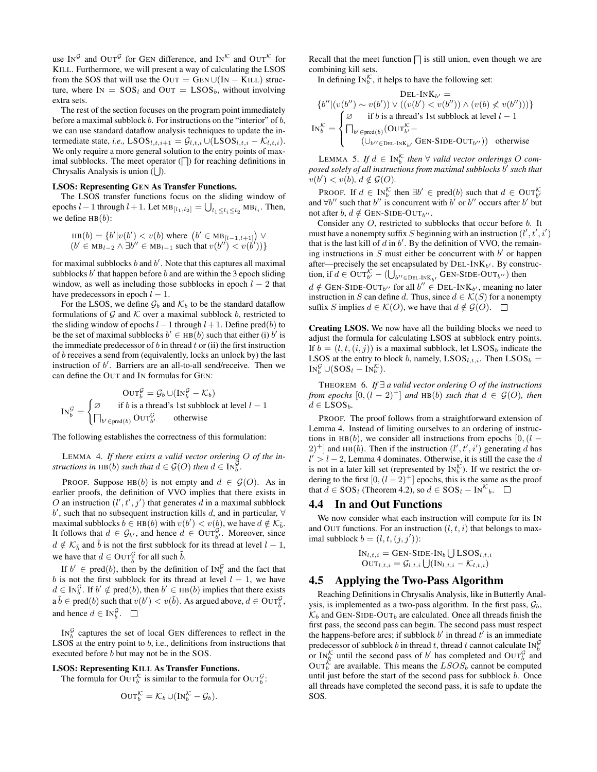use $\text{IN}^{\mathcal{G}}$ and $\text{OUT}^{\mathcal{G}}$ for GEN difference, and $\text{IN}^{\mathcal{K}}$ and $\text{OUT}^{\mathcal{K}}$ for KILL. Furthermore, we will present a way of calculating the LSOS from the SOS that will use the $\text{OUT} = \text{GEN} \cup (\text{IN} - \text{KILL})$ structure, where $\text{IN} = \text{SOS}_l$ and $\text{OUT} = \text{LSOS}_b$, without involving extra sets.

The rest of the section focuses on the program point immediately before a maximal subblock $b$. For instructions on the "interior" of $b$, we can use standard dataflow analysis techniques to update the intermediate state, *i.e.,* $\text{LSOS}_{l,t,i+1} = \mathcal{G}_{l,t,i} \cup (\text{LSOS}_{l,t,i} - \mathcal{K}_{l,t,i})$. We only require a more general solution to the entry points of maximal subblocks. The meet operator ($\bigsqcap$) for reaching definitions in Chrysalis Analysis is union ($\bigcup$).

**LSOS: Representing GEN As Transfer Functions.**

The LSOS transfer functions focus on the sliding window of epochs $l-1$ through $l+1$. Let $\text{MB}_{[l_1,l_2]} = \bigcup_{l_1 \leq l_i \leq l_2} \text{MB}_{l_i}$. Then, we define $\text{HB}(b)$:

$$\text{HB}(b) = \{b' | v(b') < v(b) \text{ where } \left(b' \in \text{MB}_{[l-1,l+1]}\right) \vee (b' \in \text{MB}_{l-2} \wedge \exists b'' \in \text{MB}_{l-1} \text{ such that } v(b'') < v(b'))\}$$

for maximal subblocks $b$ and $b'$. Note that this captures all maximal subblocks $b'$ that happen before $b$ and are within the 3 epoch sliding window, as well as including those subblocks in epoch $l-2$ that have predecessors in epoch $l-1$.

For the LSOS, we define $\mathcal{G}_b$ and $\mathcal{K}_b$ to be the standard dataflow formulations of $\mathcal{G}$ and $\mathcal{K}$ over a maximal subblock $b$, restricted to the sliding window of epochs $l-1$ through $l+1$. Define $\text{pred}(b)$ to be the set of maximal subblocks $b' \in \text{HB}(b)$ such that either (i) $b'$ is the immediate predecessor of $b$ in thread $t$ or (ii) the first instruction of $b$ receives a send from (equivalently, locks an unlock by) the last instruction of $b'$. Barriers are an all-to-all send/receive. Then we can define the OUT and IN formulas for GEN:

$$\text{OUT}^{\mathcal{G}}_b = \mathcal{G}_b \cup (\text{IN}^{\mathcal{G}}_b - \mathcal{K}_b)$$

$$\text{IN}^{\mathcal{G}}_b = \begin{cases} \varnothing & \text{if } b \text{ is a thread's 1st subblock at level } l-1 \\ \bigsqcap_{b' \in \text{pred}(b)} \text{OUT}^{\mathcal{G}}_{b'} & \text{otherwise} \end{cases}$$

The following establishes the correctness of this formulation:

LEMMA 4. *If there exists a valid vector ordering $O$ of the instructions in $\text{HB}(b)$ such that $d \in \mathcal{G}(O)$ then $d \in \text{IN}^{\mathcal{G}}_b$.*

PROOF. Suppose $\text{HB}(b)$ is not empty and $d \in \mathcal{G}(O)$. As in earlier proofs, the definition of VVO implies that there exists in $O$ an instruction $(l', t', j')$ that generates $d$ in a maximal subblock $b'$, such that no subsequent instruction kills $d$, and in particular, $\forall$ maximal subblocks $\tilde{b} \in \text{HB}(b)$ with $v(b') < v(\tilde{b})$, we have $d \notin \mathcal{K}_{\tilde{b}}$. It follows that $d \in \mathcal{G}_{b'}$, and hence $d \in \text{OUT}^{\mathcal{G}}_{b'}$. Moreover, since $d \notin \mathcal{K}_{\tilde{b}}$ and $\tilde{b}$ is not the first subblock for its thread at level $l-1$, we have that $d \in \text{OUT}^{\mathcal{G}}_{\tilde{b}}$ for all such $\tilde{b}$.

If $b' \in \text{pred}(b)$, then by the definition of $\text{IN}^{\mathcal{G}}_b$ and the fact that $b$ is not the first subblock for its thread at level $l-1$, we have $d \in \text{IN}^{\mathcal{G}}_b$. If $b' \notin \text{pred}(b)$, then $b' \in \text{HB}(b)$ implies that there exists a $\tilde{b} \in \text{pred}(b)$ such that $v(b') < v(\tilde{b})$. As argued above, $d \in \text{OUT}^{\mathcal{G}}_{\tilde{b}}$, and hence $d \in \text{IN}^{\mathcal{G}}_b$. $\square$

$\text{IN}^{\mathcal{G}}_b$ captures the set of local GEN differences to reflect in the LSOS at the entry point to $b$, i.e., definitions from instructions that executed before $b$ but may not be in the SOS.

**LSOS: Representing KILL As Transfer Functions.**

The formula for $\text{OUT}^{\mathcal{K}}_b$ is similar to the formula for $\text{OUT}^{\mathcal{G}}_b$:

$$\text{OUT}^{\mathcal{K}}_b = \mathcal{K}_b \cup (\text{IN}^{\mathcal{K}}_b - \mathcal{G}_b).$$

Recall that the meet function $\bigsqcap$ is still union, even though we are combining kill sets.

In defining $\text{IN}^{\mathcal{K}}_b$, it helps to have the following set:

$$\text{DEL-INK}_{b'} = \{b'' | (v(b'') \sim v(b')) \vee ((v(b') < v(b'')) \wedge (v(b) \not< v(b'')))\}$$

$$\text{IN}^{\mathcal{K}}_b = \begin{cases} \varnothing & \text{if } b \text{ is a thread's 1st subblock at level } l-1 \\ \bigsqcap_{b' \in \text{pred}(b)} (\text{OUT}^{\mathcal{K}}_{b'} - \\ \quad (\cup_{b'' \in \text{DEL-INK}_{b'}} \text{GEN-SIDE-OUT}_{b''})) & \text{otherwise} \end{cases}$$

LEMMA 5. *If $d \in \text{IN}^{\mathcal{K}}_b$ then $\forall$ valid vector orderings $O$ composed solely of all instructions from maximal subblocks $b'$ such that $v(b') < v(b)$, $d \notin \mathcal{G}(O)$.*

PROOF. If $d \in \text{IN}^{\mathcal{K}}_b$ then $\exists b' \in \text{pred}(b)$ such that $d \in \text{OUT}^{\mathcal{K}}_{b'}$ and $\forall b''$ such that $b''$ is concurrent with $b'$ or $b''$ occurs after $b'$ but not after $b$, $d \notin \text{GEN-SIDE-OUT}_{b''}$.

Consider any $O$, restricted to subblocks that occur before $b$. It must have a nonempty suffix $S$ beginning with an instruction $(l', t', i')$ that is the last kill of $d$ in $b'$. By the definition of VVO, the remaining instructions in $S$ must either be concurrent with $b'$ or happen after—precisely the set encapsulated by $\text{DEL-INK}_{b'}$. By construction, if $d \in \text{OUT}^{\mathcal{K}}_{b'} - (\bigcup_{b'' \in \text{DEL-INK}_{b'}} \text{GEN-SIDE-OUT}_{b''})$ then $d \notin \text{GEN-SIDE-OUT}_{b''}$ for all $b'' \in \text{DEL-INK}_{b'}$, meaning no later instruction in $S$ can define $d$. Thus, since $d \in \mathcal{K}(S)$ for a nonempty suffix $S$ implies $d \in \mathcal{K}(O)$, we have that $d \notin \mathcal{G}(O)$. $\square$

**Creating LSOS.** We now have all the building blocks we need to adjust the formula for calculating LSOS at subblock entry points. If $b = (l, t, (i, j))$ is a maximal subblock, let $\text{LSOS}_b$ indicate the LSOS at the entry to block $b$, namely, $\text{LSOS}_{l,t,i}$. Then $\text{LSOS}_b = \text{IN}^{\mathcal{G}}_b \cup (\text{SOS}_l - \text{IN}^{\mathcal{K}}_b)$.

THEOREM 6. *If $\exists$ a valid vector ordering $O$ of the instructions from epochs $[0, (l-2)^+]$ and $\text{HB}(b)$ such that $d \in \mathcal{G}(O)$, then $d \in \text{LSOS}_b$.*

PROOF. The proof follows from a straightforward extension of Lemma 4. Instead of limiting ourselves to an ordering of instructions in $\text{HB}(b)$, we consider all instructions from epochs $[0, (l-2)^+]$ and $\text{HB}(b)$. Then if the instruction $(l', t', i')$ generating $d$ has $l' > l-2$, Lemma 4 dominates. Otherwise, it is still the case the $d$ is not in a later kill set (represented by $\text{IN}^{\mathcal{K}}_b$). If we restrict the ordering to the first $[0, (l-2)^+]$ epochs, this is the same as the proof that $d \in \text{SOS}_l$ (Theorem 4.2), so $d \in \text{SOS}_l - \text{IN}^{\mathcal{K}}{}_b$. $\square$

## 4.4 In and Out Functions

We now consider what each instruction will compute for its IN and OUT functions. For an instruction $(l, t, i)$ that belongs to maximal subblock $b = (l, t, (j, j'))$:

$$\text{IN}_{l,t,i} = \text{GEN-SIDE-IN}_b \bigcup \text{LSOS}_{l,t,i}$$
$$\text{OUT}_{l,t,i} = \mathcal{G}_{l,t,i} \bigcup (\text{IN}_{l,t,i} - \mathcal{K}_{l,t,i})$$

## 4.5 Applying the Two-Pass Algorithm

Reaching Definitions in Chrysalis Analysis, like in Butterfly Analysis, is implemented as a two-pass algorithm. In the first pass, $\mathcal{G}_b$, $\mathcal{K}_b$ and $\text{GEN-SIDE-OUT}_b$ are calculated. Once all threads finish the first pass, the second pass can begin. The second pass must respect the happens-before arcs; if subblock $b'$ in thread $t'$ is an immediate predecessor of subblock $b$ in thread $t$, thread $t$ cannot calculate $\text{IN}^{\mathcal{G}}_b$ or $\text{IN}^{\mathcal{K}}_b$ until the second pass of $b'$ has completed and $\text{OUT}^{\mathcal{G}}_b$ and $\text{OUT}^{\mathcal{K}}_b$ are available. This means the $LSOS_b$ cannot be computed until just before the start of the second pass for subblock $b$. Once all threads have completed the second pass, it is safe to update the SOS.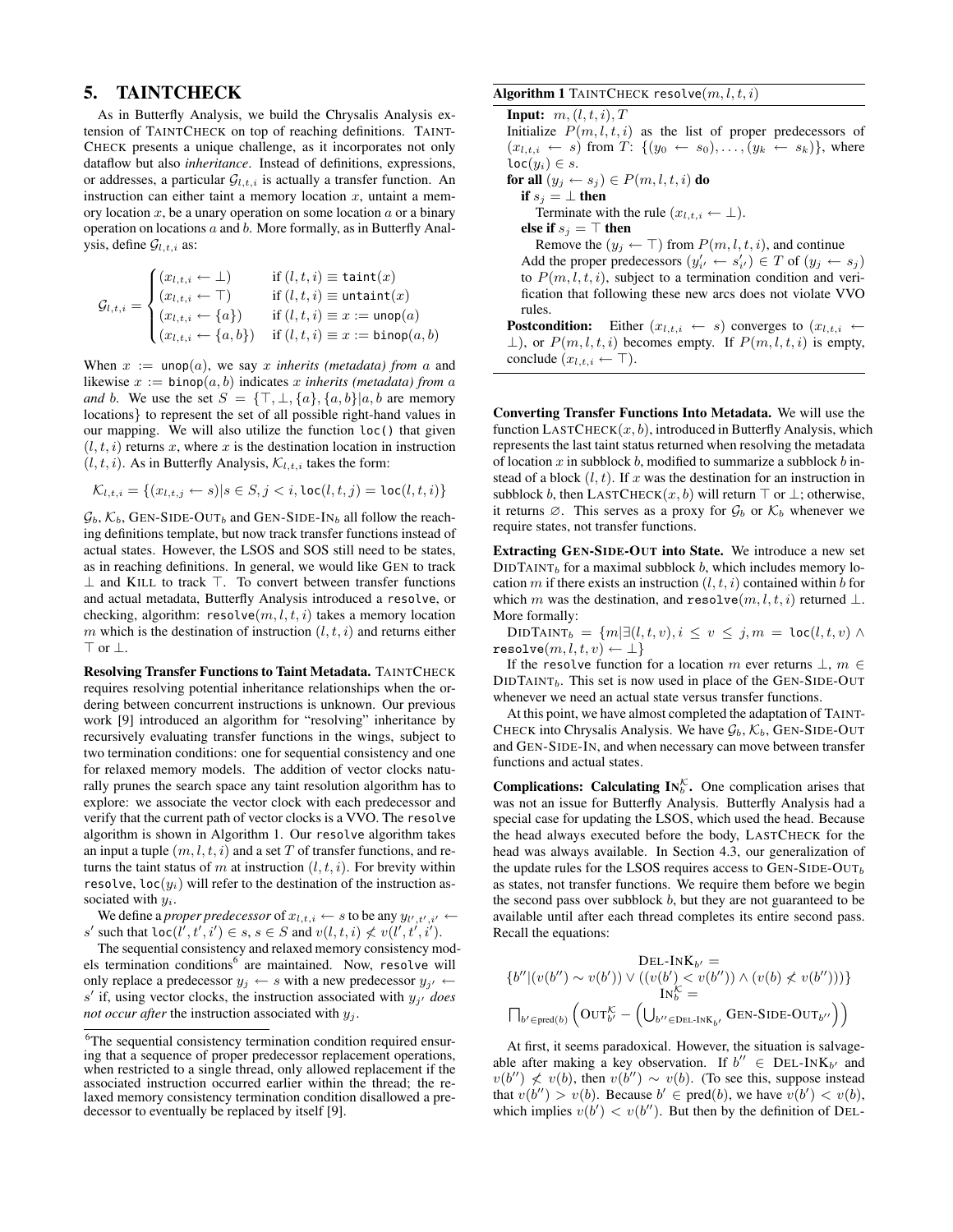## 5. TAINTCHECK

As in Butterfly Analysis, we build the Chrysalis Analysis extension of TAINTCHECK on top of reaching definitions. TAINTCHECK presents a unique challenge, as it incorporates not only dataflow but also *inheritance*. Instead of definitions, expressions, or addresses, a particular $\mathcal{G}_{l,t,i}$ is actually a transfer function. An instruction can either taint a memory location $x$, untaint a memory location $x$, be a unary operation on some location $a$ or a binary operation on locations $a$ and $b$. More formally, as in Butterfly Analysis, define $\mathcal{G}_{l,t,i}$ as:

$$\mathcal{G}_{l,t,i} = \begin{cases} (x_{l,t,i} \leftarrow \bot) & \text{if } (l,t,i) \equiv \texttt{taint}(x) \\ (x_{l,t,i} \leftarrow \top) & \text{if } (l,t,i) \equiv \texttt{untaint}(x) \\ (x_{l,t,i} \leftarrow \{a\}) & \text{if } (l,t,i) \equiv x := \texttt{unop}(a) \\ (x_{l,t,i} \leftarrow \{a,b\}) & \text{if } (l,t,i) \equiv x := \texttt{binop}(a,b) \end{cases}$$

When $x := \texttt{unop}(a)$, we say $x$ *inherits (metadata) from* $a$ and likewise $x := \texttt{binop}(a,b)$ indicates $x$ *inherits (metadata) from* $a$ *and* $b$. We use the set $S = \{\top, \bot, \{a\}, \{a,b\} | a, b$ are memory locations$\}$ to represent the set of all possible right-hand values in our mapping. We will also utilize the function loc() that given $(l,t,i)$ returns $x$, where $x$ is the destination location in instruction $(l,t,i)$. As in Butterfly Analysis, $\mathcal{K}_{l,t,i}$ takes the form:

$$\mathcal{K}_{l,t,i} = \{(x_{l,t,j} \leftarrow s) | s \in S, j < i, \texttt{loc}(l,t,j) = \texttt{loc}(l,t,i)\}$$

$\mathcal{G}_b$, $\mathcal{K}_b$, GEN-SIDE-OUT$_b$ and GEN-SIDE-IN$_b$ all follow the reaching definitions template, but now track transfer functions instead of actual states. However, the LSOS and SOS still need to be states, as in reaching definitions. In general, we would like GEN to track $\bot$ and KILL to track $\top$. To convert between transfer functions and actual metadata, Butterfly Analysis introduced a resolve, or checking, algorithm: resolve$(m,l,t,i)$ takes a memory location $m$ which is the destination of instruction $(l,t,i)$ and returns either $\top$ or $\bot$.

**Resolving Transfer Functions to Taint Metadata.** TAINTCHECK requires resolving potential inheritance relationships when the ordering between concurrent instructions is unknown. Our previous work [9] introduced an algorithm for "resolving" inheritance by recursively evaluating transfer functions in the wings, subject to two termination conditions: one for sequential consistency and one for relaxed memory models. The addition of vector clocks naturally prunes the search space any taint resolution algorithm has to explore: we associate the vector clock with each predecessor and verify that the current path of vector clocks is a VVO. The resolve algorithm is shown in Algorithm 1. Our resolve algorithm takes an input a tuple $(m,l,t,i)$ and a set $T$ of transfer functions, and returns the taint status of $m$ at instruction $(l,t,i)$. For brevity within resolve, loc$(y_i)$ will refer to the destination of the instruction associated with $y_i$.

We define a *proper predecessor* of $x_{l,t,i} \leftarrow s$ to be any $y_{l',t',i'} \leftarrow s'$ such that $\texttt{loc}(l',t',i') \in s$, $s \in S$ and $v(l,t,i) \not< v(l',t',i')$.

The sequential consistency and relaxed memory consistency models termination conditions[6] are maintained. Now, resolve will only replace a predecessor $y_j \leftarrow s$ with a new predecessor $y_{j'} \leftarrow s'$ if, using vector clocks, the instruction associated with $y_{j'}$ *does not occur after* the instruction associated with $y_j$.

[6] The sequential consistency termination condition required ensuring that a sequence of proper predecessor replacement operations, when restricted to a single thread, only allowed replacement if the associated instruction occurred earlier within the thread; the relaxed memory consistency termination condition disallowed a predecessor to eventually be replaced by itself [9].

---

**Algorithm 1** TAINTCHECK resolve$(m,l,t,i)$

**Input:** $m, (l,t,i), T$

Initialize $P(m,l,t,i)$ as the list of proper predecessors of $(x_{l,t,i} \leftarrow s)$ from $T$: $\{(y_0 \leftarrow s_0), \ldots, (y_k \leftarrow s_k)\}$, where $\texttt{loc}(y_i) \in s$.

**for all** $(y_j \leftarrow s_j) \in P(m,l,t,i)$ **do**
&nbsp;&nbsp;**if** $s_j = \bot$ **then**
&nbsp;&nbsp;&nbsp;&nbsp;Terminate with the rule $(x_{l,t,i} \leftarrow \bot)$.
&nbsp;&nbsp;**else if** $s_j = \top$ **then**
&nbsp;&nbsp;&nbsp;&nbsp;Remove the $(y_j \leftarrow \top)$ from $P(m,l,t,i)$, and continue
&nbsp;&nbsp;Add the proper predecessors $(y'_{i'} \leftarrow s'_{i'}) \in T$ of $(y_j \leftarrow s_j)$ to $P(m,l,t,i)$, subject to a termination condition and verification that following these new arcs does not violate VVO rules.

**Postcondition:** Either $(x_{l,t,i} \leftarrow s)$ converges to $(x_{l,t,i} \leftarrow \bot)$, or $P(m,l,t,i)$ becomes empty. If $P(m,l,t,i)$ is empty, conclude $(x_{l,t,i} \leftarrow \top)$.

---

**Converting Transfer Functions Into Metadata.** We will use the function LASTCHECK$(x,b)$, introduced in Butterfly Analysis, which represents the last taint status returned when resolving the metadata of location $x$ in subblock $b$, modified to summarize a subblock $b$ instead of a block $(l,t)$. If $x$ was the destination for an instruction in subblock $b$, then LASTCHECK$(x,b)$ will return $\top$ or $\bot$; otherwise, it returns $\varnothing$. This serves as a proxy for $\mathcal{G}_b$ or $\mathcal{K}_b$ whenever we require states, not transfer functions.

**Extracting GEN-SIDE-OUT into State.** We introduce a new set DIDTAINT$_b$ for a maximal subblock $b$, which includes memory location $m$ if there exists an instruction $(l,t,i)$ contained within $b$ for which $m$ was the destination, and resolve$(m,l,t,i)$ returned $\bot$. More formally:

DIDTAINT$_b$ $= \{m | \exists (l,t,v), i \leq v \leq j, m = \texttt{loc}(l,t,v) \wedge \texttt{resolve}(m,l,t,v) \leftarrow \bot\}$

If the resolve function for a location $m$ ever returns $\bot$, $m \in$ DIDTAINT$_b$. This set is now used in place of the GEN-SIDE-OUT whenever we need an actual state versus transfer functions.

At this point, we have almost completed the adaptation of TAINTCHECK into Chrysalis Analysis. We have $\mathcal{G}_b$, $\mathcal{K}_b$, GEN-SIDE-OUT and GEN-SIDE-IN, and when necessary can move between transfer functions and actual states.

**Complications: Calculating IN$_b^{\mathcal{K}}$.** One complication arises that was not an issue for Butterfly Analysis. Butterfly Analysis had a special case for updating the LSOS, which used the head. Because the head always executed before the body, LASTCHECK for the head was always available. In Section 4.3, our generalization of the update rules for the LSOS requires access to GEN-SIDE-OUT$_b$ as states, not transfer functions. We require them before we begin the second pass over subblock $b$, but they are not guaranteed to be available until after each thread completes its entire second pass. Recall the equations:

$$\text{DEL-IN}\text{K}_{b'} = \{b'' | (v(b'') \sim v(b')) \vee ((v(b') < v(b'')) \wedge (v(b) \not< v(b'')))\}$$
$$\text{IN}_b^{\mathcal{K}} = \prod_{b' \in \text{pred}(b)} \left( \text{OUT}_{b'}^{\mathcal{K}} - \left( \bigcup_{b'' \in \text{DEL-INK}_{b'}} \text{GEN-SIDE-OUT}_{b''} \right) \right)$$

At first, it seems paradoxical. However, the situation is salvageable after making a key observation. If $b'' \in$ DEL-INK$_{b'}$ and $v(b'') \not< v(b)$, then $v(b'') \sim v(b)$. (To see this, suppose instead that $v(b'') > v(b)$. Because $b' \in \text{pred}(b)$, we have $v(b') < v(b)$, which implies $v(b') < v(b'')$. But then by the definition of DEL-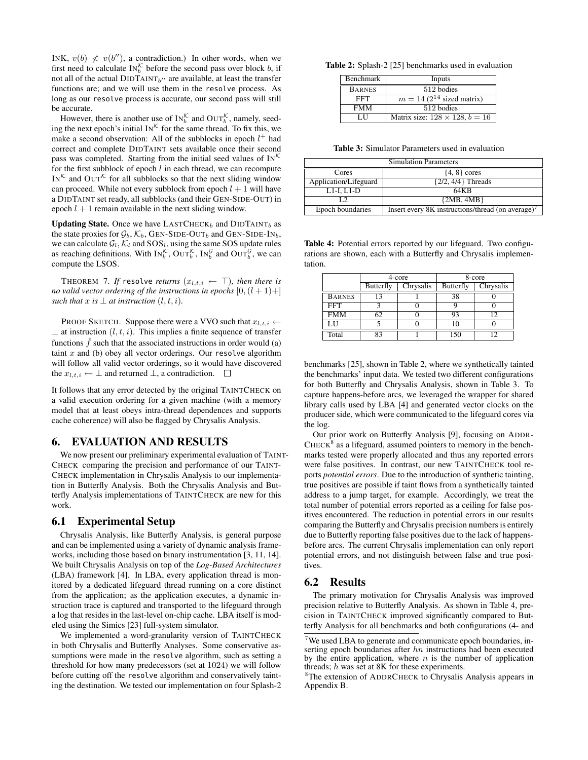INK, $v(b) \not< v(b'')$, a contradiction.) In other words, when we first need to calculate $\text{IN}_b^{\mathcal{K}}$ before the second pass over block $b$, if not all of the actual $\text{DIDTAINT}_{b''}$ are available, at least the transfer functions are; and we will use them in the `resolve` process. As long as our `resolve` process is accurate, our second pass will still be accurate.

However, there is another use of $\text{IN}_b^{\mathcal{K}}$ and $\text{OUT}_b^{\mathcal{K}}$, namely, seeding the next epoch's initial $\text{IN}^{\mathcal{K}}$ for the same thread. To fix this, we make a second observation: All of the subblocks in epoch $l^+$ had correct and complete DIDTAINT sets available once their second pass was completed. Starting from the initial seed values of $\text{IN}^{\mathcal{K}}$ for the first subblock of epoch $l$ in each thread, we can recompute $\text{IN}^{\mathcal{K}}$ and $\text{OUT}^{\mathcal{K}}$ for all subblocks so that the next sliding window can proceed. While not every subblock from epoch $l+1$ will have a DIDTAINT set ready, all subblocks (and their GEN-SIDE-OUT) in epoch $l+1$ remain available in the next sliding window.

**Updating State.** Once we have $\text{LASTCHECK}_b$ and $\text{DIDTAINT}_b$ as the state proxies for $\mathcal{G}_b$, $\mathcal{K}_b$, $\text{GEN-SIDE-OUT}_b$ and $\text{GEN-SIDE-IN}_b$, we can calculate $\mathcal{G}_l$, $\mathcal{K}_l$ and $\text{SOS}_l$, using the same SOS update rules as reaching definitions. With $\text{IN}_b^{\mathcal{K}}$, $\text{OUT}_b^{\mathcal{K}}$, $\text{IN}_b^{\mathcal{G}}$ and $\text{OUT}_b^{\mathcal{G}}$, we can compute the LSOS.

THEOREM 7. *If* `resolve` *returns* $(x_{l,t,i} \leftarrow \top)$*, then there is no valid vector ordering of the instructions in epochs* $[0,(l+1)+]$ *such that* $x$ *is* $\perp$ *at instruction* $(l,t,i)$*.*

PROOF SKETCH. Suppose there were a VVO such that $x_{l,t,i} \leftarrow \perp$ at instruction $(l,t,i)$. This implies a finite sequence of transfer functions $\hat{f}$ such that the associated instructions in order would (a) taint $x$ and (b) obey all vector orderings. Our `resolve` algorithm will follow all valid vector orderings, so it would have discovered the $x_{l,t,i} \leftarrow \perp$ and returned $\perp$, a contradiction. □

It follows that any error detected by the original TAINTCHECK on a valid execution ordering for a given machine (with a memory model that at least obeys intra-thread dependences and supports cache coherence) will also be flagged by Chrysalis Analysis.

# 6. EVALUATION AND RESULTS

We now present our preliminary experimental evaluation of TAINTCHECK comparing the precision and performance of our TAINTCHECK implementation in Chrysalis Analysis to our implementation in Butterfly Analysis. Both the Chrysalis Analysis and Butterfly Analysis implementations of TAINTCHECK are new for this work.

## 6.1 Experimental Setup

Chrysalis Analysis, like Butterfly Analysis, is general purpose and can be implemented using a variety of dynamic analysis frameworks, including those based on binary instrumentation [3, 11, 14]. We built Chrysalis Analysis on top of the *Log-Based Architectures* (LBA) framework [4]. In LBA, every application thread is monitored by a dedicated lifeguard thread running on a core distinct from the application; as the application executes, a dynamic instruction trace is captured and transported to the lifeguard through a log that resides in the last-level on-chip cache. LBA itself is modeled using the Simics [23] full-system simulator.

We implemented a word-granularity version of TAINTCHECK in both Chrysalis and Butterfly Analyses. Some conservative assumptions were made in the `resolve` algorithm, such as setting a threshold for how many predecessors (set at 1024) we will follow before cutting off the `resolve` algorithm and conservatively tainting the destination. We tested our implementation on four Splash-2 benchmarks [25], shown in Table 2, where we synthetically tainted the benchmarks' input data. We tested two different configurations for both Butterfly and Chrysalis Analysis, shown in Table 3. To capture happens-before arcs, we leveraged the wrapper for shared library calls used by LBA [4] and generated vector clocks on the producer side, which were communicated to the lifeguard cores via the log.

**Table 2:** Splash-2 [25] benchmarks used in evaluation

| Benchmark | Inputs |
|---|---|
| BARNES | 512 bodies |
| FFT | $m = 14$ ($2^{14}$ sized matrix) |
| FMM | 512 bodies |
| LU | Matrix size: $128 \times 128$, $b = 16$ |

**Table 3:** Simulator Parameters used in evaluation

| Simulation Parameters | |
|---|---|
| Cores | {4, 8} cores |
| Application/Lifeguard | {2/2, 4/4} Threads |
| L1-I, L1-D | 64KB |
| L2 | {2MB, 4MB} |
| Epoch boundaries | Insert every 8K instructions/thread (on average)[7] |

**Table 4:** Potential errors reported by our lifeguard. Two configurations are shown, each with a Butterfly and Chrysalis implementation.

| | 4-core | | 8-core | |
|---|---|---|---|---|
| | Butterfly | Chrysalis | Butterfly | Chrysalis |
| BARNES | 13 | 1 | 38 | 0 |
| FFT | 3 | 0 | 9 | 0 |
| FMM | 62 | 0 | 93 | 12 |
| LU | 5 | 0 | 10 | 0 |
| Total | 83 | 1 | 150 | 12 |

Our prior work on Butterfly Analysis [9], focusing on ADDRCHECK[8] as a lifeguard, assumed pointers to memory in the benchmarks tested were properly allocated and thus any reported errors were false positives. In contrast, our new TAINTCHECK tool reports *potential errors*. Due to the introduction of synthetic tainting, true positives are possible if taint flows from a synthetically tainted address to a jump target, for example. Accordingly, we treat the total number of potential errors reported as a ceiling for false positives encountered. The reduction in potential errors in our results comparing the Butterfly and Chrysalis precision numbers is entirely due to Butterfly reporting false positives due to the lack of happens-before arcs. The current Chrysalis implementation can only report potential errors, and not distinguish between false and true positives.

## 6.2 Results

The primary motivation for Chrysalis Analysis was improved precision relative to Butterfly Analysis. As shown in Table 4, precision in TAINTCHECK improved significantly compared to Butterfly Analysis for all benchmarks and both configurations (4- and

[7] We used LBA to generate and communicate epoch boundaries, inserting epoch boundaries after $hn$ instructions had been executed by the entire application, where $n$ is the number of application threads; $h$ was set at 8K for these experiments.

[8] The extension of ADDRCHECK to Chrysalis Analysis appears in Appendix B.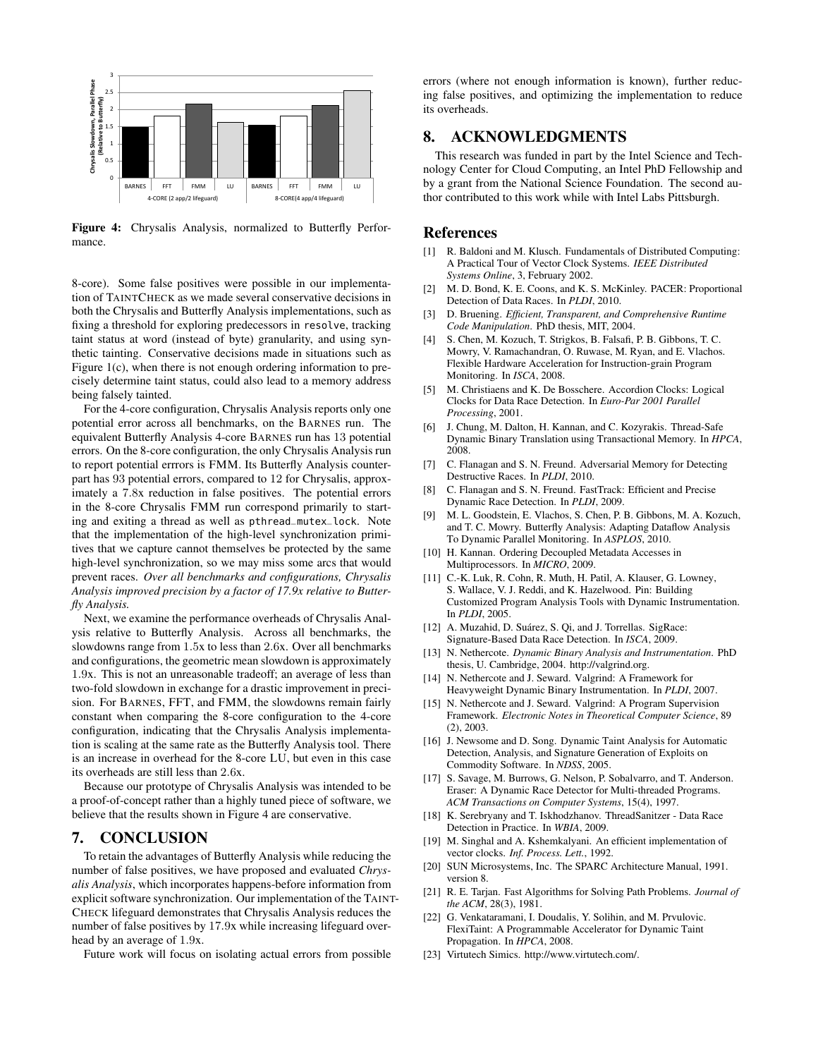Figure 4: Chrysalis Analysis, normalized to Butterfly Performance.

8-core). Some false positives were possible in our implementation of TAINTCHECK as we made several conservative decisions in both the Chrysalis and Butterfly Analysis implementations, such as fixing a threshold for exploring predecessors in resolve, tracking taint status at word (instead of byte) granularity, and using synthetic tainting. Conservative decisions made in situations such as Figure 1(c), when there is not enough ordering information to precisely determine taint status, could also lead to a memory address being falsely tainted.

For the 4-core configuration, Chrysalis Analysis reports only one potential error across all benchmarks, on the BARNES run. The equivalent Butterfly Analysis 4-core BARNES run has 13 potential errors. On the 8-core configuration, the only Chrysalis Analysis run to report potential errrors is FMM. Its Butterfly Analysis counterpart has 93 potential errors, compared to 12 for Chrysalis, approximately a 7.8x reduction in false positives. The potential errors in the 8-core Chrysalis FMM run correspond primarily to starting and exiting a thread as well as pthread_mutex_lock. Note that the implementation of the high-level synchronization primitives that we capture cannot themselves be protected by the same high-level synchronization, so we may miss some arcs that would prevent races. *Over all benchmarks and configurations, Chrysalis Analysis improved precision by a factor of 17.9x relative to Butterfly Analysis.*

Next, we examine the performance overheads of Chrysalis Analysis relative to Butterfly Analysis. Across all benchmarks, the slowdowns range from 1.5x to less than 2.6x. Over all benchmarks and configurations, the geometric mean slowdown is approximately 1.9x. This is not an unreasonable tradeoff; an average of less than two-fold slowdown in exchange for a drastic improvement in precision. For BARNES, FFT, and FMM, the slowdowns remain fairly constant when comparing the 8-core configuration to the 4-core configuration, indicating that the Chrysalis Analysis implementation is scaling at the same rate as the Butterfly Analysis tool. There is an increase in overhead for the 8-core LU, but even in this case its overheads are still less than 2.6x.

Because our prototype of Chrysalis Analysis was intended to be a proof-of-concept rather than a highly tuned piece of software, we believe that the results shown in Figure 4 are conservative.

## 7. CONCLUSION

To retain the advantages of Butterfly Analysis while reducing the number of false positives, we have proposed and evaluated *Chrysalis Analysis*, which incorporates happens-before information from explicit software synchronization. Our implementation of the TAINTCHECK lifeguard demonstrates that Chrysalis Analysis reduces the number of false positives by 17.9x while increasing lifeguard overhead by an average of 1.9x.

Future work will focus on isolating actual errors from possible errors (where not enough information is known), further reducing false positives, and optimizing the implementation to reduce its overheads.

## 8. ACKNOWLEDGMENTS

This research was funded in part by the Intel Science and Technology Center for Cloud Computing, an Intel PhD Fellowship and by a grant from the National Science Foundation. The second author contributed to this work while with Intel Labs Pittsburgh.

## References

[1] R. Baldoni and M. Klusch. Fundamentals of Distributed Computing: A Practical Tour of Vector Clock Systems. *IEEE Distributed Systems Online*, 3, February 2002.

[2] M. D. Bond, K. E. Coons, and K. S. McKinley. PACER: Proportional Detection of Data Races. In *PLDI*, 2010.

[3] D. Bruening. *Efficient, Transparent, and Comprehensive Runtime Code Manipulation*. PhD thesis, MIT, 2004.

[4] S. Chen, M. Kozuch, T. Strigkos, B. Falsafi, P. B. Gibbons, T. C. Mowry, V. Ramachandran, O. Ruwase, M. Ryan, and E. Vlachos. Flexible Hardware Acceleration for Instruction-grain Program Monitoring. In *ISCA*, 2008.

[5] M. Christiaens and K. De Bosschere. Accordion Clocks: Logical Clocks for Data Race Detection. In *Euro-Par 2001 Parallel Processing*, 2001.

[6] J. Chung, M. Dalton, H. Kannan, and C. Kozyrakis. Thread-Safe Dynamic Binary Translation using Transactional Memory. In *HPCA*, 2008.

[7] C. Flanagan and S. N. Freund. Adversarial Memory for Detecting Destructive Races. In *PLDI*, 2010.

[8] C. Flanagan and S. N. Freund. FastTrack: Efficient and Precise Dynamic Race Detection. In *PLDI*, 2009.

[9] M. L. Goodstein, E. Vlachos, S. Chen, P. B. Gibbons, M. A. Kozuch, and T. C. Mowry. Butterfly Analysis: Adapting Dataflow Analysis To Dynamic Parallel Monitoring. In *ASPLOS*, 2010.

[10] H. Kannan. Ordering Decoupled Metadata Accesses in Multiprocessors. In *MICRO*, 2009.

[11] C.-K. Luk, R. Cohn, R. Muth, H. Patil, A. Klauser, G. Lowney, S. Wallace, V. J. Reddi, and K. Hazelwood. Pin: Building Customized Program Analysis Tools with Dynamic Instrumentation. In *PLDI*, 2005.

[12] A. Muzahid, D. Suárez, S. Qi, and J. Torrellas. SigRace: Signature-Based Data Race Detection. In *ISCA*, 2009.

[13] N. Nethercote. *Dynamic Binary Analysis and Instrumentation*. PhD thesis, U. Cambridge, 2004. http://valgrind.org.

[14] N. Nethercote and J. Seward. Valgrind: A Framework for Heavyweight Dynamic Binary Instrumentation. In *PLDI*, 2007.

[15] N. Nethercote and J. Seward. Valgrind: A Program Supervision Framework. *Electronic Notes in Theoretical Computer Science*, 89 (2), 2003.

[16] J. Newsome and D. Song. Dynamic Taint Analysis for Automatic Detection, Analysis, and Signature Generation of Exploits on Commodity Software. In *NDSS*, 2005.

[17] S. Savage, M. Burrows, G. Nelson, P. Sobalvarro, and T. Anderson. Eraser: A Dynamic Race Detector for Multi-threaded Programs. *ACM Transactions on Computer Systems*, 15(4), 1997.

[18] K. Serebryany and T. Iskhodzhanov. ThreadSanitzer - Data Race Detection in Practice. In *WBIA*, 2009.

[19] M. Singhal and A. Kshemkalyani. An efficient implementation of vector clocks. *Inf. Process. Lett.*, 1992.

[20] SUN Microsystems, Inc. The SPARC Architecture Manual, 1991. version 8.

[21] R. E. Tarjan. Fast Algorithms for Solving Path Problems. *Journal of the ACM*, 28(3), 1981.

[22] G. Venkataramani, I. Doudalis, Y. Solihin, and M. Prvulovic. FlexiTaint: A Programmable Accelerator for Dynamic Taint Propagation. In *HPCA*, 2008.

[23] Virtutech Simics. http://www.virtutech.com/.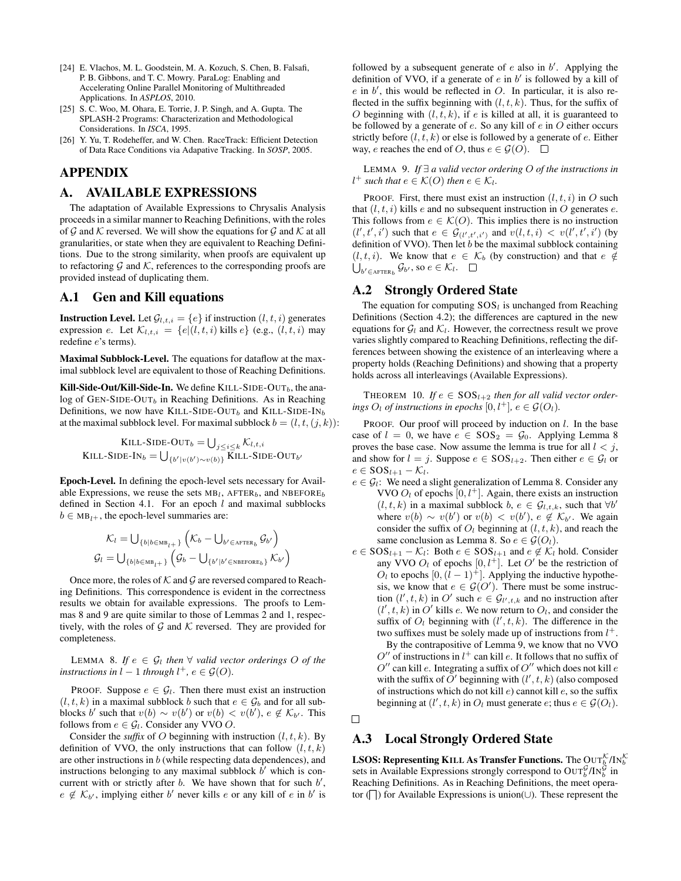[24] E. Vlachos, M. L. Goodstein, M. A. Kozuch, S. Chen, B. Falsafi, P. B. Gibbons, and T. C. Mowry. ParaLog: Enabling and Accelerating Online Parallel Monitoring of Multithreaded Applications. In *ASPLOS*, 2010.

[25] S. C. Woo, M. Ohara, E. Torrie, J. P. Singh, and A. Gupta. The SPLASH-2 Programs: Characterization and Methodological Considerations. In *ISCA*, 1995.

[26] Y. Yu, T. Rodeheffer, and W. Chen. RaceTrack: Efficient Detection of Data Race Conditions via Adapative Tracking. In *SOSP*, 2005.

# APPENDIX

# A. AVAILABLE EXPRESSIONS

The adaptation of Available Expressions to Chrysalis Analysis proceeds in a similar manner to Reaching Definitions, with the roles of $\mathcal{G}$ and $\mathcal{K}$ reversed. We will show the equations for $\mathcal{G}$ and $\mathcal{K}$ at all granularities, or state when they are equivalent to Reaching Definitions. Due to the strong similarity, when proofs are equivalent up to refactoring $\mathcal{G}$ and $\mathcal{K}$, references to the corresponding proofs are provided instead of duplicating them.

## A.1 Gen and Kill equations

**Instruction Level.** Let $\mathcal{G}_{l,t,i} = \{e\}$ if instruction $(l, t, i)$ generates expression $e$. Let $\mathcal{K}_{l,t,i} = \{e|(l, t, i) \text{ kills } e\}$ (e.g., $(l, t, i)$ may redefine $e$'s terms).

**Maximal Subblock-Level.** The equations for dataflow at the maximal subblock level are equivalent to those of Reaching Definitions.

**Kill-Side-Out/Kill-Side-In.** We define $\text{KILL-SIDE-OUT}_b$, the analog of $\text{GEN-SIDE-OUT}_b$ in Reaching Definitions. As in Reaching Definitions, we now have $\text{KILL-SIDE-OUT}_b$ and $\text{KILL-SIDE-IN}_b$ at the maximal subblock level. For maximal subblock $b = (l, t, (j, k))$:

$$\text{KILL-SIDE-OUT}_b = \bigcup_{j \le i \le k} \mathcal{K}_{l,t,i}$$
$$\text{KILL-SIDE-IN}_b = \bigcup_{\{b' | v(b') \sim v(b)\}} \text{KILL-SIDE-OUT}_{b'}$$

**Epoch-Level.** In defining the epoch-level sets necessary for Available Expressions, we reuse the sets $\text{MB}_l$, $\text{AFTER}_b$, and $\text{NBEFORE}_b$ defined in Section 4.1. For an epoch $l$ and maximal subblocks $b \in \text{MB}_{l^+}$, the epoch-level summaries are:

$$\mathcal{K}_l = \bigcup_{\{b | b \in \text{MB}_{l^+}\}} \left( \mathcal{K}_b - \bigcup_{b' \in \text{AFTER}_b} \mathcal{G}_{b'} \right)$$
$$\mathcal{G}_l = \bigcup_{\{b | b \in \text{MB}_{l^+}\}} \left( \mathcal{G}_b - \bigcup_{\{b' | b' \in \text{NBEFORE}_b\}} \mathcal{K}_{b'} \right)$$

Once more, the roles of $\mathcal{K}$ and $\mathcal{G}$ are reversed compared to Reaching Definitions. This correspondence is evident in the correctness results we obtain for available expressions. The proofs to Lemmas 8 and 9 are quite similar to those of Lemmas 2 and 1, respectively, with the roles of $\mathcal{G}$ and $\mathcal{K}$ reversed. They are provided for completeness.

LEMMA 8. *If $e \in \mathcal{G}_l$ then $\forall$ valid vector orderings $O$ of the instructions in $l-1$ through $l^+$, $e \in \mathcal{G}(O)$.*

PROOF. Suppose $e \in \mathcal{G}_l$. Then there must exist an instruction $(l, t, k)$ in a maximal subblock $b$ such that $e \in \mathcal{G}_b$ and for all subblocks $b'$ such that $v(b) \sim v(b')$ or $v(b) < v(b')$, $e \notin \mathcal{K}_{b'}$. This follows from $e \in \mathcal{G}_l$. Consider any VVO $O$.

Consider the *suffix* of $O$ beginning with instruction $(l, t, k)$. By definition of VVO, the only instructions that can follow $(l, t, k)$ are other instructions in $b$ (while respecting data dependences), and instructions belonging to any maximal subblock $b'$ which is concurrent with or strictly after $b$. We have shown that for such $b'$, $e \notin \mathcal{K}_{b'}$, implying either $b'$ never kills $e$ or any kill of $e$ in $b'$ is followed by a subsequent generate of $e$ also in $b'$. Applying the definition of VVO, if a generate of $e$ in $b'$ is followed by a kill of $e$ in $b'$, this would be reflected in $O$. In particular, it is also reflected in the suffix beginning with $(l, t, k)$. Thus, for the suffix of $O$ beginning with $(l, t, k)$, if $e$ is killed at all, it is guaranteed to be followed by a generate of $e$. So any kill of $e$ in $O$ either occurs strictly before $(l, t, k)$ or else is followed by a generate of $e$. Either way, $e$ reaches the end of $O$, thus $e \in \mathcal{G}(O)$. □

LEMMA 9. *If $\exists$ a valid vector ordering $O$ of the instructions in $l^+$ such that $e \in \mathcal{K}(O)$ then $e \in \mathcal{K}_l$.*

PROOF. First, there must exist an instruction $(l, t, i)$ in $O$ such that $(l, t, i)$ kills $e$ and no subsequent instruction in $O$ generates $e$. This follows from $e \in \mathcal{K}(O)$. This implies there is no instruction $(l', t', i')$ such that $e \in \mathcal{G}_{(l',t',i')}$ and $v(l, t, i) < v(l', t', i')$ (by definition of VVO). Then let $b$ be the maximal subblock containing $(l, t, i)$. We know that $e \in \mathcal{K}_b$ (by construction) and that $e \notin \bigcup_{b' \in \text{AFTER}_b} \mathcal{G}_{b'}$, so $e \in \mathcal{K}_l$. □

## A.2 Strongly Ordered State

The equation for computing $\text{SOS}_l$ is unchanged from Reaching Definitions (Section 4.2); the differences are captured in the new equations for $\mathcal{G}_l$ and $\mathcal{K}_l$. However, the correctness result we prove varies slightly compared to Reaching Definitions, reflecting the differences between showing the existence of an interleaving where a property holds (Reaching Definitions) and showing that a property holds across all interleavings (Available Expressions).

THEOREM 10. *If $e \in \text{SOS}_{l+2}$ then for all valid vector orderings $O_l$ of instructions in epochs $[0, l^+]$, $e \in \mathcal{G}(O_l)$.*

PROOF. Our proof will proceed by induction on $l$. In the base case of $l = 0$, we have $e \in \text{SOS}_2 = \mathcal{G}_0$. Applying Lemma 8 proves the base case. Now assume the lemma is true for all $l < j$, and show for $l = j$. Suppose $e \in \text{SOS}_{l+2}$. Then either $e \in \mathcal{G}_l$ or $e \in \text{SOS}_{l+1} - \mathcal{K}_l$.

- $e \in \mathcal{G}_l$: We need a slight generalization of Lemma 8. Consider any VVO $O_l$ of epochs $[0, l^+]$. Again, there exists an instruction $(l, t, k)$ in a maximal subblock $b$, $e \in \mathcal{G}_{l,t,k}$, such that $\forall b'$ where $v(b) \sim v(b')$ or $v(b) < v(b')$, $e \notin \mathcal{K}_{b'}$. We again consider the suffix of $O_l$ beginning at $(l, t, k)$, and reach the same conclusion as Lemma 8. So $e \in \mathcal{G}(O_l)$.
- $e \in \text{SOS}_{l+1} - \mathcal{K}_l$: Both $e \in \text{SOS}_{l+1}$ and $e \notin \mathcal{K}_l$ hold. Consider any VVO $O_l$ of epochs $[0, l^+]$. Let $O'$ be the restriction of $O_l$ to epochs $[0, (l-1)^+]$. Applying the inductive hypothesis, we know that $e \in \mathcal{G}(O')$. There must be some instruction $(l', t, k)$ in $O'$ such $e \in \mathcal{G}_{l',t,k}$ and no instruction after $(l', t, k)$ in $O'$ kills $e$. We now return to $O_l$, and consider the suffix of $O_l$ beginning with $(l', t, k)$. The difference in the two suffixes must be solely made up of instructions from $l^+$.

  By the contrapositive of Lemma 9, we know that no VVO $O''$ of instructions in $l^+$ can kill $e$. It follows that no suffix of $O''$ can kill $e$. Integrating a suffix of $O''$ which does not kill $e$ with the suffix of $O'$ beginning with $(l', t, k)$ (also composed of instructions which do not kill $e$) cannot kill $e$, so the suffix beginning at $(l', t, k)$ in $O_l$ must generate $e$; thus $e \in \mathcal{G}(O_l)$.

□

## A.3 Local Strongly Ordered State

**LSOS: Representing KILL As Transfer Functions.** The $\text{OUT}_b^{\mathcal{K}}/\text{IN}_b^{\mathcal{K}}$ sets in Available Expressions strongly correspond to $\text{OUT}_b^{\mathcal{G}}/\text{IN}_b^{\mathcal{G}}$ in Reaching Definitions. As in Reaching Definitions, the meet operator ($\sqcap$) for Available Expressions is union($\cup$). These represent the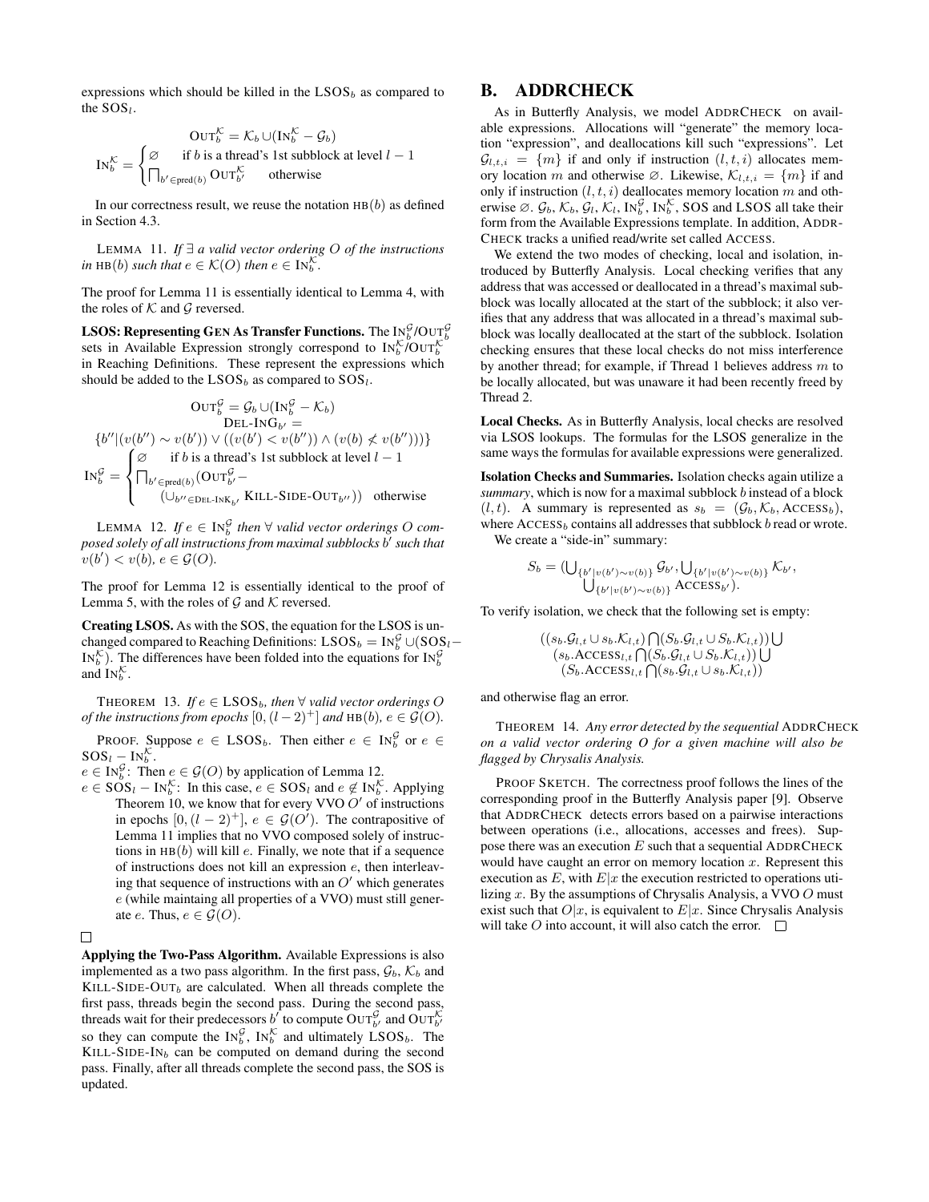expressions which should be killed in the $\text{LSOS}_b$ as compared to the $\text{SOS}_l$.

$$\text{OUT}_b^{\mathcal{K}} = \mathcal{K}_b \cup (\text{IN}_b^{\mathcal{K}} - \mathcal{G}_b)$$

$$\text{IN}_b^{\mathcal{K}} = \begin{cases} \varnothing & \text{if } b \text{ is a thread's 1st subblock at level } l-1 \\ \bigcap_{b' \in \text{pred}(b)} \text{OUT}_{b'}^{\mathcal{K}} & \text{otherwise} \end{cases}$$

In our correctness result, we reuse the notation $\text{HB}(b)$ as defined in Section 4.3.

LEMMA 11. *If $\exists$ a valid vector ordering $O$ of the instructions in $\text{HB}(b)$ such that $e \in \mathcal{K}(O)$ then $e \in \text{IN}_b^{\mathcal{K}}$.*

The proof for Lemma 11 is essentially identical to Lemma 4, with the roles of $\mathcal{K}$ and $\mathcal{G}$ reversed.

**LSOS: Representing GEN As Transfer Functions.** The $\text{IN}_b^{\mathcal{G}}/\text{OUT}_b^{\mathcal{G}}$ sets in Available Expression strongly correspond to $\text{IN}_b^{\mathcal{K}}/\text{OUT}_b^{\mathcal{K}}$ in Reaching Definitions. These represent the expressions which should be added to the $\text{LSOS}_b$ as compared to $\text{SOS}_l$.

$$\text{OUT}_b^{\mathcal{G}} = \mathcal{G}_b \cup (\text{IN}_b^{\mathcal{G}} - \mathcal{K}_b)$$

$$\text{DEL-ING}_{b'} = \{b'' | (v(b'') \sim v(b')) \vee ((v(b') < v(b'')) \wedge (v(b) \not< v(b'')))\}$$

$$\text{IN}_b^{\mathcal{G}} = \begin{cases} \varnothing & \text{if } b \text{ is a thread's 1st subblock at level } l-1 \\ \bigcap_{b' \in \text{pred}(b)} (\text{OUT}_{b'}^{\mathcal{G}} - \\ \quad (\cup_{b'' \in \text{DEL-INK}_{b'}} \text{KILL-SIDE-OUT}_{b''})) & \text{otherwise} \end{cases}$$

LEMMA 12. *If $e \in \text{IN}_b^{\mathcal{G}}$ then $\forall$ valid vector orderings $O$ composed solely of all instructions from maximal subblocks $b'$ such that $v(b') < v(b)$, $e \in \mathcal{G}(O)$.*

The proof for Lemma 12 is essentially identical to the proof of Lemma 5, with the roles of $\mathcal{G}$ and $\mathcal{K}$ reversed.

**Creating LSOS.** As with the SOS, the equation for the LSOS is unchanged compared to Reaching Definitions: $\text{LSOS}_b = \text{IN}_b^{\mathcal{G}} \cup (\text{SOS}_l - \text{IN}_b^{\mathcal{K}})$. The differences have been folded into the equations for $\text{IN}_b^{\mathcal{G}}$ and $\text{IN}_b^{\mathcal{K}}$.

THEOREM 13. *If $e \in \text{LSOS}_b$, then $\forall$ valid vector orderings $O$ of the instructions from epochs $[0, (l-2)^+]$ and $\text{HB}(b)$, $e \in \mathcal{G}(O)$.*

PROOF. Suppose $e \in \text{LSOS}_b$. Then either $e \in \text{IN}_b^{\mathcal{G}}$ or $e \in \text{SOS}_l - \text{IN}_b^{\mathcal{K}}$.

$e \in \text{IN}_b^{\mathcal{G}}$: Then $e \in \mathcal{G}(O)$ by application of Lemma 12.

$e \in \text{SOS}_l - \text{IN}_b^{\mathcal{K}}$: In this case, $e \in \text{SOS}_l$ and $e \notin \text{IN}_b^{\mathcal{K}}$. Applying Theorem 10, we know that for every VVO $O'$ of instructions in epochs $[0, (l-2)^+]$, $e \in \mathcal{G}(O')$. The contrapositive of Lemma 11 implies that no VVO composed solely of instructions in $\text{HB}(b)$ will kill $e$. Finally, we note that if a sequence of instructions does not kill an expression $e$, then interleaving that sequence of instructions with an $O'$ which generates $e$ (while maintaining all properties of a VVO) must still generate $e$. Thus, $e \in \mathcal{G}(O)$.

□

**Applying the Two-Pass Algorithm.** Available Expressions is also implemented as a two pass algorithm. In the first pass, $\mathcal{G}_b$, $\mathcal{K}_b$ and $\text{KILL-SIDE-OUT}_b$ are calculated. When all threads complete the first pass, threads begin the second pass. During the second pass, threads wait for their predecessors $b'$ to compute $\text{OUT}_{b'}^{\mathcal{G}}$ and $\text{OUT}_{b'}^{\mathcal{K}}$ so they can compute the $\text{IN}_b^{\mathcal{G}}$, $\text{IN}_b^{\mathcal{K}}$ and ultimately $\text{LSOS}_b$. The $\text{KILL-SIDE-IN}_b$ can be computed on demand during the second pass. Finally, after all threads complete the second pass, the SOS is updated.

## B. ADDRCHECK

As in Butterfly Analysis, we model ADDRCHECK on available expressions. Allocations will "generate" the memory location "expression", and deallocations kill such "expressions". Let $\mathcal{G}_{l,t,i} = \{m\}$ if and only if instruction $(l, t, i)$ allocates memory location $m$ and otherwise $\varnothing$. Likewise, $\mathcal{K}_{l,t,i} = \{m\}$ if and only if instruction $(l, t, i)$ deallocates memory location $m$ and otherwise $\varnothing$. $\mathcal{G}_b$, $\mathcal{K}_b$, $\mathcal{G}_l$, $\mathcal{K}_l$, $\text{IN}_b^{\mathcal{G}}$, $\text{IN}_b^{\mathcal{K}}$, SOS and LSOS all take their form from the Available Expressions template. In addition, ADDRCHECK tracks a unified read/write set called ACCESS.

We extend the two modes of checking, local and isolation, introduced by Butterfly Analysis. Local checking verifies that any address that was accessed or deallocated in a thread's maximal subblock was locally allocated at the start of the subblock; it also verifies that any address that was allocated in a thread's maximal subblock was locally deallocated at the start of the subblock. Isolation checking ensures that these local checks do not miss interference by another thread; for example, if Thread 1 believes address $m$ to be locally allocated, but was unaware it had been recently freed by Thread 2.

**Local Checks.** As in Butterfly Analysis, local checks are resolved via LSOS lookups. The formulas for the LSOS generalize in the same ways the formulas for available expressions were generalized.

**Isolation Checks and Summaries.** Isolation checks again utilize a *summary*, which is now for a maximal subblock $b$ instead of a block $(l, t)$. A summary is represented as $s_b = (\mathcal{G}_b, \mathcal{K}_b, \text{ACCESS}_b)$, where $\text{ACCESS}_b$ contains all addresses that subblock $b$ read or wrote.

We create a "side-in" summary:

$$S_b = (\textstyle\bigcup_{\{b' | v(b') \sim v(b)\}} \mathcal{G}_{b'}, \bigcup_{\{b' | v(b') \sim v(b)\}} \mathcal{K}_{b'}, \\ \textstyle\bigcup_{\{b' | v(b') \sim v(b)\}} \text{ACCESS}_{b'}).$$

To verify isolation, we check that the following set is empty:

$$((s_b.\mathcal{G}_{l,t} \cup s_b.\mathcal{K}_{l,t}) \textstyle\bigcap (S_b.\mathcal{G}_{l,t} \cup S_b.\mathcal{K}_{l,t})) \bigcup \\ (s_b.\text{ACCESS}_{l,t} \textstyle\bigcap (S_b.\mathcal{G}_{l,t} \cup S_b.\mathcal{K}_{l,t})) \bigcup \\ (S_b.\text{ACCESS}_{l,t} \textstyle\bigcap (s_b.\mathcal{G}_{l,t} \cup s_b.\mathcal{K}_{l,t}))$$

and otherwise flag an error.

THEOREM 14. *Any error detected by the sequential ADDRCHECK on a valid vector ordering $O$ for a given machine will also be flagged by Chrysalis Analysis.*

PROOF SKETCH. The correctness proof follows the lines of the corresponding proof in the Butterfly Analysis paper [9]. Observe that ADDRCHECK detects errors based on a pairwise interactions between operations (i.e., allocations, accesses and frees). Suppose there was an execution $E$ such that a sequential ADDRCHECK would have caught an error on memory location $x$. Represent this execution as $E$, with $E|x$ the execution restricted to operations utilizing $x$. By the assumptions of Chrysalis Analysis, a VVO $O$ must exist such that $O|x$, is equivalent to $E|x$. Since Chrysalis Analysis will take $O$ into account, it will also catch the error. □